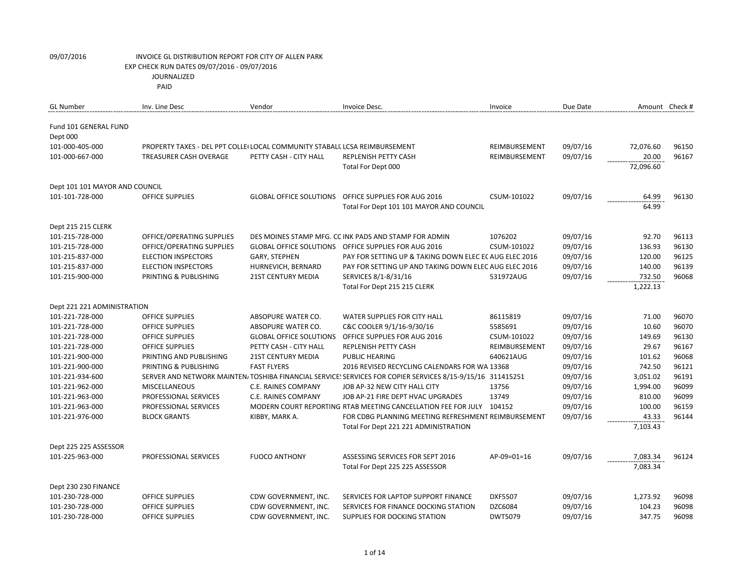09/07/2016 INVOICE GL DISTRIBUTION REPORT FOR CITY OF ALLEN PARK

EXP CHECK RUN DATES 09/07/2016 - 09/07/2016

JOURNALIZED

PAID

| GL Number | Inv. Line Desc | Vendor | Invoice Desc. | Invoice | Due Date | Amount | Check # |
|---|---|---|---|---|---|---|---|
| Fund 101 GENERAL FUND | | | | | | | |
| Dept 000 | | | | | | | |
| 101-000-405-000 | PROPERTY TAXES - DEL PPT COLLE( | LOCAL COMMUNITY STABALI. | LCSA REIMBURSEMENT | REIMBURSEMENT | 09/07/16 | 72,076.60 | 96150 |
| 101-000-667-000 | TREASURER CASH OVERAGE | PETTY CASH - CITY HALL | REPLENISH PETTY CASH | REIMBURSEMENT | 09/07/16 | 20.00 | 96167 |
| | | | Total For Dept 000 | | | 72,096.60 | |
| Dept 101 101 MAYOR AND COUNCIL | | | | | | | |
| 101-101-728-000 | OFFICE SUPPLIES | GLOBAL OFFICE SOLUTIONS | OFFICE SUPPLIES FOR AUG 2016 | CSUM-101022 | 09/07/16 | 64.99 | 96130 |
| | | | Total For Dept 101 101 MAYOR AND COUNCIL | | | 64.99 | |
| Dept 215 215 CLERK | | | | | | | |
| 101-215-728-000 | OFFICE/OPERATING SUPPLIES | DES MOINES STAMP MFG. CO | INK PADS AND STAMP FOR ADMIN | 1076202 | 09/07/16 | 92.70 | 96113 |
| 101-215-728-000 | OFFICE/OPERATING SUPPLIES | GLOBAL OFFICE SOLUTIONS | OFFICE SUPPLIES FOR AUG 2016 | CSUM-101022 | 09/07/16 | 136.93 | 96130 |
| 101-215-837-000 | ELECTION INSPECTORS | GARY, STEPHEN | PAY FOR SETTING UP & TAKING DOWN ELEC EC AUG ELEC 2016 | | 09/07/16 | 120.00 | 96125 |
| 101-215-837-000 | ELECTION INSPECTORS | HURNEVICH, BERNARD | PAY FOR SETTING UP AND TAKING DOWN ELEC AUG ELEC 2016 | | 09/07/16 | 140.00 | 96139 |
| 101-215-900-000 | PRINTING & PUBLISHING | 21ST CENTURY MEDIA | SERVICES 8/1-8/31/16 | 531972AUG | 09/07/16 | 732.50 | 96068 |
| | | | Total For Dept 215 215 CLERK | | | 1,222.13 | |
| Dept 221 221 ADMINISTRATION | | | | | | | |
| 101-221-728-000 | OFFICE SUPPLIES | ABSOPURE WATER CO. | WATER SUPPLIES FOR CITY HALL | 86115819 | 09/07/16 | 71.00 | 96070 |
| 101-221-728-000 | OFFICE SUPPLIES | ABSOPURE WATER CO. | C&C COOLER 9/1/16-9/30/16 | 5585691 | 09/07/16 | 10.60 | 96070 |
| 101-221-728-000 | OFFICE SUPPLIES | GLOBAL OFFICE SOLUTIONS | OFFICE SUPPLIES FOR AUG 2016 | CSUM-101022 | 09/07/16 | 149.69 | 96130 |
| 101-221-728-000 | OFFICE SUPPLIES | PETTY CASH - CITY HALL | REPLENISH PETTY CASH | REIMBURSEMENT | 09/07/16 | 29.67 | 96167 |
| 101-221-900-000 | PRINTING AND PUBLISHING | 21ST CENTURY MEDIA | PUBLIC HEARING | 640621AUG | 09/07/16 | 101.62 | 96068 |
| 101-221-900-000 | PRINTING & PUBLISHING | FAST FLYERS | 2016 REVISED RECYCLING CALENDARS FOR WA | 13368 | 09/07/16 | 742.50 | 96121 |
| 101-221-934-600 | SERVER AND NETWORK MAINTEN/ | TOSHIBA FINANCIAL SERVICES | SERVICES FOR COPIER SERVICES 8/15-9/15/16 | 311415251 | 09/07/16 | 3,051.02 | 96191 |
| 101-221-962-000 | MISCELLANEOUS | C.E. RAINES COMPANY | JOB AP-32 NEW CITY HALL CITY | 13756 | 09/07/16 | 1,994.00 | 96099 |
| 101-221-963-000 | PROFESSIONAL SERVICES | C.E. RAINES COMPANY | JOB AP-21 FIRE DEPT HVAC UPGRADES | 13749 | 09/07/16 | 810.00 | 96099 |
| 101-221-963-000 | PROFESSIONAL SERVICES | MODERN COURT REPORTING | RTAB MEETING CANCELLATION FEE FOR JULY | 104152 | 09/07/16 | 100.00 | 96159 |
| 101-221-976-000 | BLOCK GRANTS | KIBBY, MARK A. | FOR CDBG PLANNING MEETING REFRESHMENT | REIMBURSEMENT | 09/07/16 | 43.33 | 96144 |
| | | | Total For Dept 221 221 ADMINISTRATION | | | 7,103.43 | |
| Dept 225 225 ASSESSOR | | | | | | | |
| 101-225-963-000 | PROFESSIONAL SERVICES | FUOCO ANTHONY | ASSESSING SERVICES FOR SEPT 2016 | AP-09=01=16 | 09/07/16 | 7,083.34 | 96124 |
| | | | Total For Dept 225 225 ASSESSOR | | | 7,083.34 | |
| Dept 230 230 FINANCE | | | | | | | |
| 101-230-728-000 | OFFICE SUPPLIES | CDW GOVERNMENT, INC. | SERVICES FOR LAPTOP SUPPORT FINANCE | DXF5507 | 09/07/16 | 1,273.92 | 96098 |
| 101-230-728-000 | OFFICE SUPPLIES | CDW GOVERNMENT, INC. | SERVICES FOR FINANCE DOCKING STATION | DZC6084 | 09/07/16 | 104.23 | 96098 |
| 101-230-728-000 | OFFICE SUPPLIES | CDW GOVERNMENT, INC. | SUPPLIES FOR DOCKING STATION | DWT5079 | 09/07/16 | 347.75 | 96098 |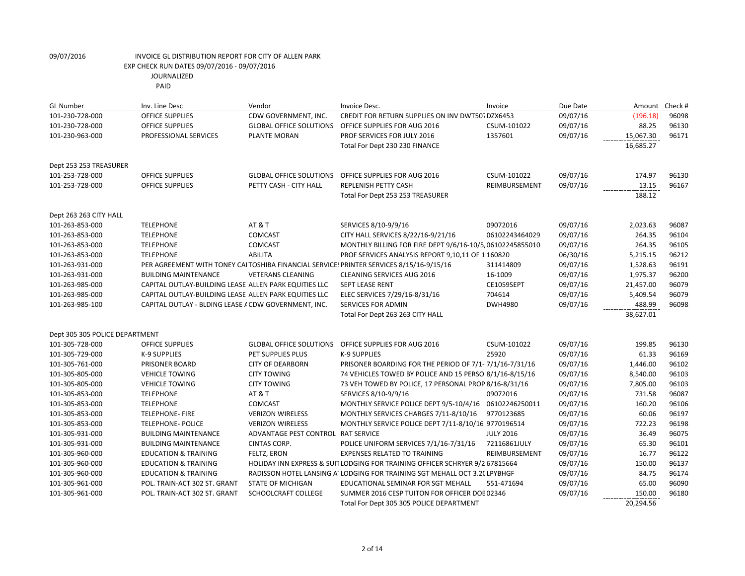09/07/2016 INVOICE GL DISTRIBUTION REPORT FOR CITY OF ALLEN PARK

EXP CHECK RUN DATES 09/07/2016 - 09/07/2016

JOURNALIZED

PAID

| GL Number | Inv. Line Desc | Vendor | Invoice Desc. | Invoice | Due Date | Amount | Check # |
|---|---|---|---|---|---|---|---|
| 101-230-728-000 | OFFICE SUPPLIES | CDW GOVERNMENT, INC. | CREDIT FOR RETURN SUPPLIES ON INV DWT507 | DZX6453 | 09/07/16 | (196.18) | 96098 |
| 101-230-728-000 | OFFICE SUPPLIES | GLOBAL OFFICE SOLUTIONS | OFFICE SUPPLIES FOR AUG 2016 | CSUM-101022 | 09/07/16 | 88.25 | 96130 |
| 101-230-963-000 | PROFESSIONAL SERVICES | PLANTE MORAN | PROF SERVICES FOR JULY 2016 | 1357601 | 09/07/16 | 15,067.30 | 96171 |
| | | | Total For Dept 230 230 FINANCE | | | 16,685.27 | |
| Dept 253 253 TREASURER | | | | | | | |
| 101-253-728-000 | OFFICE SUPPLIES | GLOBAL OFFICE SOLUTIONS | OFFICE SUPPLIES FOR AUG 2016 | CSUM-101022 | 09/07/16 | 174.97 | 96130 |
| 101-253-728-000 | OFFICE SUPPLIES | PETTY CASH - CITY HALL | REPLENISH PETTY CASH | REIMBURSEMENT | 09/07/16 | 13.15 | 96167 |
| | | | Total For Dept 253 253 TREASURER | | | 188.12 | |
| Dept 263 263 CITY HALL | | | | | | | |
| 101-263-853-000 | TELEPHONE | AT & T | SERVICES 8/10-9/9/16 | 09072016 | 09/07/16 | 2,023.63 | 96087 |
| 101-263-853-000 | TELEPHONE | COMCAST | CITY HALL SERVICES 8/22/16-9/21/16 | 06102243464029 | 09/07/16 | 264.35 | 96104 |
| 101-263-853-000 | TELEPHONE | COMCAST | MONTHLY BILLING FOR FIRE DEPT 9/6/16-10/5, | 06102245855010 | 09/07/16 | 264.35 | 96105 |
| 101-263-853-000 | TELEPHONE | ABILITA | PROF SERVICES ANALYSIS REPORT 9,10,11 OF 1 | 160820 | 06/30/16 | 5,215.15 | 96212 |
| 101-263-931-000 | PER AGREEMENT WITH TONEY CA | TOSHIBA FINANCIAL SERVICES | PRINTER SERVICES 8/15/16-9/15/16 | 311414809 | 09/07/16 | 1,528.63 | 96191 |
| 101-263-931-000 | BUILDING MAINTENANCE | VETERANS CLEANING | CLEANING SERVICES AUG 2016 | 16-1009 | 09/07/16 | 1,975.37 | 96200 |
| 101-263-985-000 | CAPITAL OUTLAY-BUILDING LEASE | ALLEN PARK EQUITIES LLC | SEPT LEASE RENT | CE1059SEPT | 09/07/16 | 21,457.00 | 96079 |
| 101-263-985-000 | CAPITAL OUTLAY-BUILDING LEASE | ALLEN PARK EQUITIES LLC | ELEC SERVICES 7/29/16-8/31/16 | 704614 | 09/07/16 | 5,409.54 | 96079 |
| 101-263-985-100 | CAPITAL OUTLAY - BLDING LEASE A | CDW GOVERNMENT, INC. | SERVICES FOR ADMIN | DWH4980 | 09/07/16 | 488.99 | 96098 |
| | | | Total For Dept 263 263 CITY HALL | | | 38,627.01 | |
| Dept 305 305 POLICE DEPARTMENT | | | | | | | |
| 101-305-728-000 | OFFICE SUPPLIES | GLOBAL OFFICE SOLUTIONS | OFFICE SUPPLIES FOR AUG 2016 | CSUM-101022 | 09/07/16 | 199.85 | 96130 |
| 101-305-729-000 | K-9 SUPPLIES | PET SUPPLIES PLUS | K-9 SUPPLIES | 25920 | 09/07/16 | 61.33 | 96169 |
| 101-305-761-000 | PRISONER BOARD | CITY OF DEARBORN | PRISONER BOARDING FOR THE PERIOD OF 7/1- | 7/1/16-7/31/16 | 09/07/16 | 1,446.00 | 96102 |
| 101-305-805-000 | VEHICLE TOWING | CITY TOWING | 74 VEHICLES TOWED BY POLICE AND 15 PERSO | 8/1/16-8/15/16 | 09/07/16 | 8,540.00 | 96103 |
| 101-305-805-000 | VEHICLE TOWING | CITY TOWING | 73 VEH TOWED BY POLICE, 17 PERSONAL PROP | 8/16-8/31/16 | 09/07/16 | 7,805.00 | 96103 |
| 101-305-853-000 | TELEPHONE | AT & T | SERVICES 8/10-9/9/16 | 09072016 | 09/07/16 | 731.58 | 96087 |
| 101-305-853-000 | TELEPHONE | COMCAST | MONTHLY SERVICE POLICE DEPT 9/5-10/4/16 | 06102246250011 | 09/07/16 | 160.20 | 96106 |
| 101-305-853-000 | TELEPHONE- FIRE | VERIZON WIRELESS | MONTHLY SERVICES CHARGES 7/11-8/10/16 | 9770123685 | 09/07/16 | 60.06 | 96197 |
| 101-305-853-000 | TELEPHONE- POLICE | VERIZON WIRELESS | MONTHLY SERVICE POLICE DEPT 7/11-8/10/16 | 9770196514 | 09/07/16 | 722.23 | 96198 |
| 101-305-931-000 | BUILDING MAINTENANCE | ADVANTAGE PEST CONTROL | RAT SERVICE | JULY 2016 | 09/07/16 | 36.49 | 96075 |
| 101-305-931-000 | BUILDING MAINTENANCE | CINTAS CORP. | POLICE UNIFORM SERVICES 7/1/16-7/31/16 | 72116861JULY | 09/07/16 | 65.30 | 96101 |
| 101-305-960-000 | EDUCATION & TRAINING | FELTZ, ERON | EXPENSES RELATED TO TRAINING | REIMBURSEMENT | 09/07/16 | 16.77 | 96122 |
| 101-305-960-000 | EDUCATION & TRAINING | HOLIDAY INN EXPRESS & SUIT | LODGING FOR TRAINING OFFICER SCHRYER 9/2 | 67815664 | 09/07/16 | 150.00 | 96137 |
| 101-305-960-000 | EDUCATION & TRAINING | RADISSON HOTEL LANSING A | LODGING FOR TRAINING SGT MEHALL OCT 3.2( | LPYBHGF | 09/07/16 | 84.75 | 96174 |
| 101-305-961-000 | POL. TRAIN-ACT 302 ST. GRANT | STATE OF MICHIGAN | EDUCATIONAL SEMINAR FOR SGT MEHALL | 551-471694 | 09/07/16 | 65.00 | 96090 |
| 101-305-961-000 | POL. TRAIN-ACT 302 ST. GRANT | SCHOOLCRAFT COLLEGE | SUMMER 2016 CESP TUITON FOR OFFICER DOE | 02346 | 09/07/16 | 150.00 | 96180 |
| | | | Total For Dept 305 305 POLICE DEPARTMENT | | | 20,294.56 | |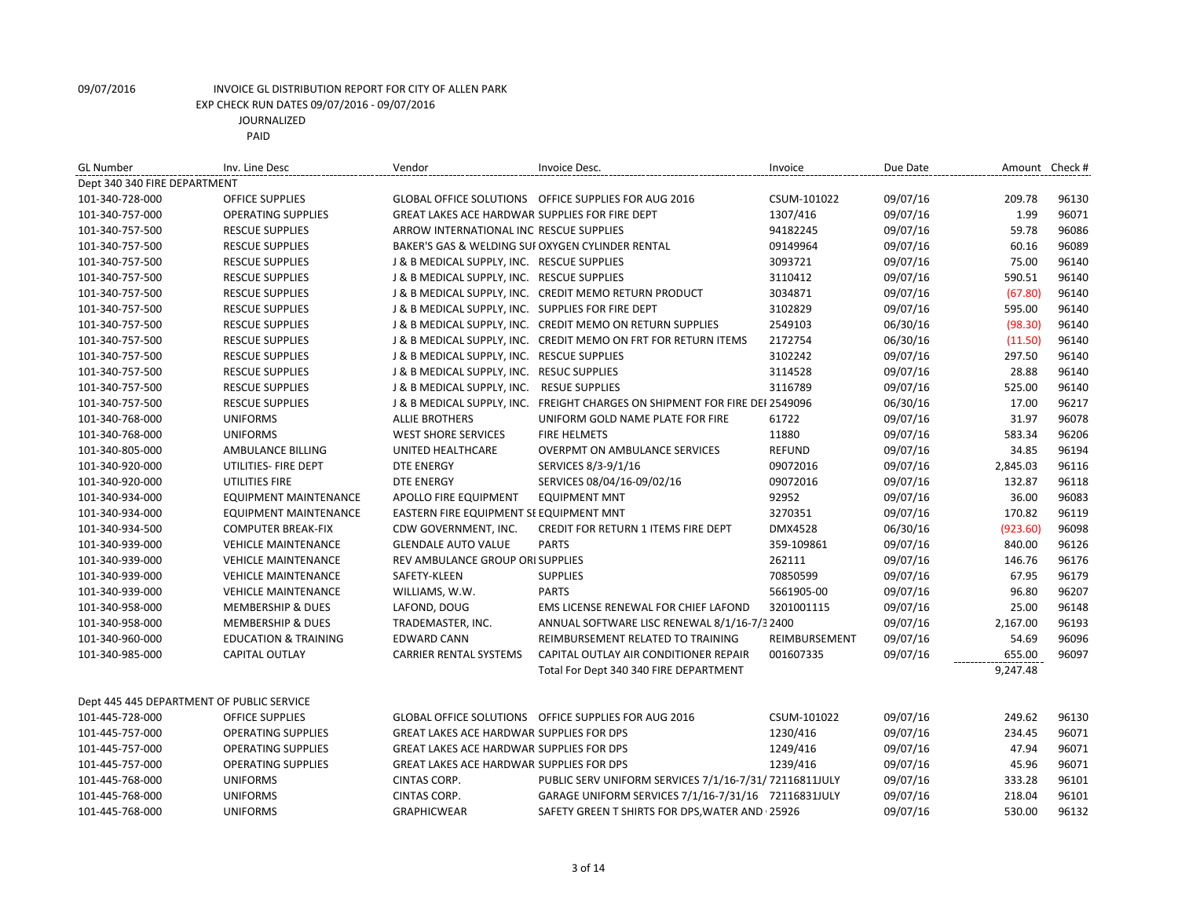09/07/2016 INVOICE GL DISTRIBUTION REPORT FOR CITY OF ALLEN PARK

EXP CHECK RUN DATES 09/07/2016 - 09/07/2016

JOURNALIZED

PAID

| GL Number | Inv. Line Desc | Vendor | Invoice Desc. | Invoice | Due Date | Amount | Check # |
|---|---|---|---|---|---|---|---|
| Dept 340 340 FIRE DEPARTMENT | | | | | | | |
| 101-340-728-000 | OFFICE SUPPLIES | GLOBAL OFFICE SOLUTIONS | OFFICE SUPPLIES FOR AUG 2016 | CSUM-101022 | 09/07/16 | 209.78 | 96130 |
| 101-340-757-000 | OPERATING SUPPLIES | GREAT LAKES ACE HARDWAR | SUPPLIES FOR FIRE DEPT | 1307/416 | 09/07/16 | 1.99 | 96071 |
| 101-340-757-500 | RESCUE SUPPLIES | ARROW INTERNATIONAL INC | RESCUE SUPPLIES | 94182245 | 09/07/16 | 59.78 | 96086 |
| 101-340-757-500 | RESCUE SUPPLIES | BAKER'S GAS & WELDING SUI | OXYGEN CYLINDER RENTAL | 09149964 | 09/07/16 | 60.16 | 96089 |
| 101-340-757-500 | RESCUE SUPPLIES | J & B MEDICAL SUPPLY, INC. | RESCUE SUPPLIES | 3093721 | 09/07/16 | 75.00 | 96140 |
| 101-340-757-500 | RESCUE SUPPLIES | J & B MEDICAL SUPPLY, INC. | RESCUE SUPPLIES | 3110412 | 09/07/16 | 590.51 | 96140 |
| 101-340-757-500 | RESCUE SUPPLIES | J & B MEDICAL SUPPLY, INC. | CREDIT MEMO RETURN PRODUCT | 3034871 | 09/07/16 | (67.80) | 96140 |
| 101-340-757-500 | RESCUE SUPPLIES | J & B MEDICAL SUPPLY, INC. | SUPPLIES FOR FIRE DEPT | 3102829 | 09/07/16 | 595.00 | 96140 |
| 101-340-757-500 | RESCUE SUPPLIES | J & B MEDICAL SUPPLY, INC. | CREDIT MEMO ON RETURN SUPPLIES | 2549103 | 06/30/16 | (98.30) | 96140 |
| 101-340-757-500 | RESCUE SUPPLIES | J & B MEDICAL SUPPLY, INC. | CREDIT MEMO ON FRT FOR RETURN ITEMS | 2172754 | 06/30/16 | (11.50) | 96140 |
| 101-340-757-500 | RESCUE SUPPLIES | J & B MEDICAL SUPPLY, INC. | RESCUE SUPPLIES | 3102242 | 09/07/16 | 297.50 | 96140 |
| 101-340-757-500 | RESCUE SUPPLIES | J & B MEDICAL SUPPLY, INC. | RESUC SUPPLIES | 3114528 | 09/07/16 | 28.88 | 96140 |
| 101-340-757-500 | RESCUE SUPPLIES | J & B MEDICAL SUPPLY, INC. | RESUE SUPPLIES | 3116789 | 09/07/16 | 525.00 | 96140 |
| 101-340-757-500 | RESCUE SUPPLIES | J & B MEDICAL SUPPLY, INC. | FREIGHT CHARGES ON SHIPMENT FOR FIRE DEI | 2549096 | 06/30/16 | 17.00 | 96217 |
| 101-340-768-000 | UNIFORMS | ALLIE BROTHERS | UNIFORM GOLD NAME PLATE FOR FIRE | 61722 | 09/07/16 | 31.97 | 96078 |
| 101-340-768-000 | UNIFORMS | WEST SHORE SERVICES | FIRE HELMETS | 11880 | 09/07/16 | 583.34 | 96206 |
| 101-340-805-000 | AMBULANCE BILLING | UNITED HEALTHCARE | OVERPMT ON AMBULANCE SERVICES | REFUND | 09/07/16 | 34.85 | 96194 |
| 101-340-920-000 | UTILITIES- FIRE DEPT | DTE ENERGY | SERVICES 8/3-9/1/16 | 09072016 | 09/07/16 | 2,845.03 | 96116 |
| 101-340-920-000 | UTILITIES FIRE | DTE ENERGY | SERVICES 08/04/16-09/02/16 | 09072016 | 09/07/16 | 132.87 | 96118 |
| 101-340-934-000 | EQUIPMENT MAINTENANCE | APOLLO FIRE EQUIPMENT | EQUIPMENT MNT | 92952 | 09/07/16 | 36.00 | 96083 |
| 101-340-934-000 | EQUIPMENT MAINTENANCE | EASTERN FIRE EQUIPMENT SE | EQUIPMENT MNT | 3270351 | 09/07/16 | 170.82 | 96119 |
| 101-340-934-500 | COMPUTER BREAK-FIX | CDW GOVERNMENT, INC. | CREDIT FOR RETURN 1 ITEMS FIRE DEPT | DMX4528 | 06/30/16 | (923.60) | 96098 |
| 101-340-939-000 | VEHICLE MAINTENANCE | GLENDALE AUTO VALUE | PARTS | 359-109861 | 09/07/16 | 840.00 | 96126 |
| 101-340-939-000 | VEHICLE MAINTENANCE | REV AMBULANCE GROUP ORI | SUPPLIES | 262111 | 09/07/16 | 146.76 | 96176 |
| 101-340-939-000 | VEHICLE MAINTENANCE | SAFETY-KLEEN | SUPPLIES | 70850599 | 09/07/16 | 67.95 | 96179 |
| 101-340-939-000 | VEHICLE MAINTENANCE | WILLIAMS, W.W. | PARTS | 5661905-00 | 09/07/16 | 96.80 | 96207 |
| 101-340-958-000 | MEMBERSHIP & DUES | LAFOND, DOUG | EMS LICENSE RENEWAL FOR CHIEF LAFOND | 3201001115 | 09/07/16 | 25.00 | 96148 |
| 101-340-958-000 | MEMBERSHIP & DUES | TRADEMASTER, INC. | ANNUAL SOFTWARE LISC RENEWAL 8/1/16-7/3 | 2400 | 09/07/16 | 2,167.00 | 96193 |
| 101-340-960-000 | EDUCATION & TRAINING | EDWARD CANN | REIMBURSEMENT RELATED TO TRAINING | REIMBURSEMENT | 09/07/16 | 54.69 | 96096 |
| 101-340-985-000 | CAPITAL OUTLAY | CARRIER RENTAL SYSTEMS | CAPITAL OUTLAY AIR CONDITIONER REPAIR | 001607335 | 09/07/16 | 655.00 | 96097 |
| | | | Total For Dept 340 340 FIRE DEPARTMENT | | | 9,247.48 | |
| Dept 445 445 DEPARTMENT OF PUBLIC SERVICE | | | | | | | |
| 101-445-728-000 | OFFICE SUPPLIES | GLOBAL OFFICE SOLUTIONS | OFFICE SUPPLIES FOR AUG 2016 | CSUM-101022 | 09/07/16 | 249.62 | 96130 |
| 101-445-757-000 | OPERATING SUPPLIES | GREAT LAKES ACE HARDWAR | SUPPLIES FOR DPS | 1230/416 | 09/07/16 | 234.45 | 96071 |
| 101-445-757-000 | OPERATING SUPPLIES | GREAT LAKES ACE HARDWAR | SUPPLIES FOR DPS | 1249/416 | 09/07/16 | 47.94 | 96071 |
| 101-445-757-000 | OPERATING SUPPLIES | GREAT LAKES ACE HARDWAR | SUPPLIES FOR DPS | 1239/416 | 09/07/16 | 45.96 | 96071 |
| 101-445-768-000 | UNIFORMS | CINTAS CORP. | PUBLIC SERV UNIFORM SERVICES 7/1/16-7/31/ | 72116811JULY | 09/07/16 | 333.28 | 96101 |
| 101-445-768-000 | UNIFORMS | CINTAS CORP. | GARAGE UNIFORM SERVICES 7/1/16-7/31/16 | 72116831JULY | 09/07/16 | 218.04 | 96101 |
| 101-445-768-000 | UNIFORMS | GRAPHICWEAR | SAFETY GREEN T SHIRTS FOR DPS,WATER AND | 25926 | 09/07/16 | 530.00 | 96132 |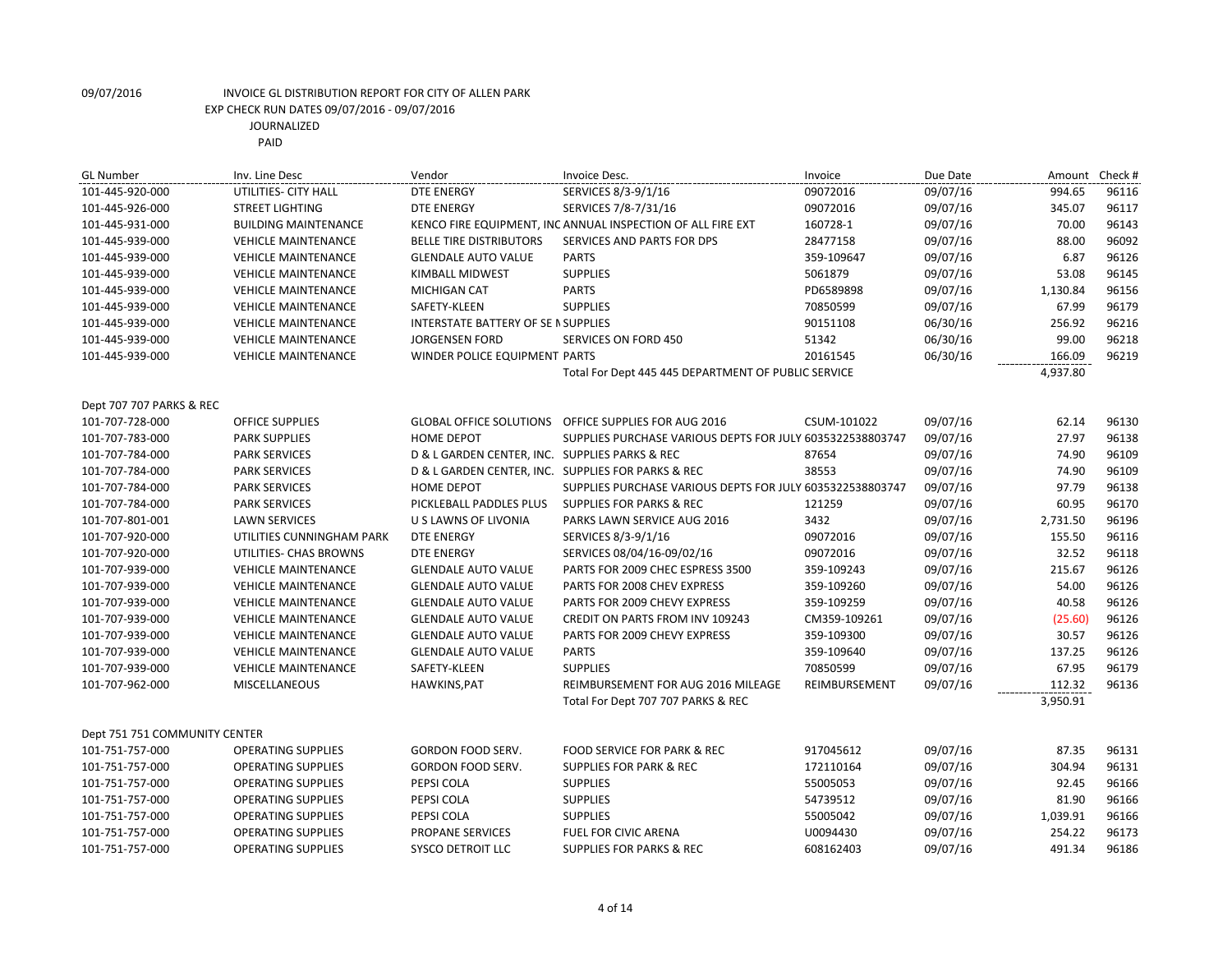09/07/2016 INVOICE GL DISTRIBUTION REPORT FOR CITY OF ALLEN PARK
EXP CHECK RUN DATES 09/07/2016 - 09/07/2016
JOURNALIZED
PAID

| GL Number | Inv. Line Desc | Vendor | Invoice Desc. | Invoice | Due Date | Amount | Check # |
|---|---|---|---|---|---|---|---|
| 101-445-920-000 | UTILITIES- CITY HALL | DTE ENERGY | SERVICES 8/3-9/1/16 | 09072016 | 09/07/16 | 994.65 | 96116 |
| 101-445-926-000 | STREET LIGHTING | DTE ENERGY | SERVICES 7/8-7/31/16 | 09072016 | 09/07/16 | 345.07 | 96117 |
| 101-445-931-000 | BUILDING MAINTENANCE | KENCO FIRE EQUIPMENT, INC | ANNUAL INSPECTION OF ALL FIRE EXT | 160728-1 | 09/07/16 | 70.00 | 96143 |
| 101-445-939-000 | VEHICLE MAINTENANCE | BELLE TIRE DISTRIBUTORS | SERVICES AND PARTS FOR DPS | 28477158 | 09/07/16 | 88.00 | 96092 |
| 101-445-939-000 | VEHICLE MAINTENANCE | GLENDALE AUTO VALUE | PARTS | 359-109647 | 09/07/16 | 6.87 | 96126 |
| 101-445-939-000 | VEHICLE MAINTENANCE | KIMBALL MIDWEST | SUPPLIES | 5061879 | 09/07/16 | 53.08 | 96145 |
| 101-445-939-000 | VEHICLE MAINTENANCE | MICHIGAN CAT | PARTS | PD6589898 | 09/07/16 | 1,130.84 | 96156 |
| 101-445-939-000 | VEHICLE MAINTENANCE | SAFETY-KLEEN | SUPPLIES | 70850599 | 09/07/16 | 67.99 | 96179 |
| 101-445-939-000 | VEHICLE MAINTENANCE | INTERSTATE BATTERY OF SE M | SUPPLIES | 90151108 | 06/30/16 | 256.92 | 96216 |
| 101-445-939-000 | VEHICLE MAINTENANCE | JORGENSEN FORD | SERVICES ON FORD 450 | 51342 | 06/30/16 | 99.00 | 96218 |
| 101-445-939-000 | VEHICLE MAINTENANCE | WINDER POLICE EQUIPMENT | PARTS | 20161545 | 06/30/16 | 166.09 | 96219 |
| | | | Total For Dept 445 445 DEPARTMENT OF PUBLIC SERVICE | | | 4,937.80 | |
| Dept 707 707 PARKS & REC | | | | | | | |
| 101-707-728-000 | OFFICE SUPPLIES | GLOBAL OFFICE SOLUTIONS | OFFICE SUPPLIES FOR AUG 2016 | CSUM-101022 | 09/07/16 | 62.14 | 96130 |
| 101-707-783-000 | PARK SUPPLIES | HOME DEPOT | SUPPLIES PURCHASE VARIOUS DEPTS FOR JULY | 6035322538803747 | 09/07/16 | 27.97 | 96138 |
| 101-707-784-000 | PARK SERVICES | D & L GARDEN CENTER, INC. | SUPPLIES PARKS & REC | 87654 | 09/07/16 | 74.90 | 96109 |
| 101-707-784-000 | PARK SERVICES | D & L GARDEN CENTER, INC. | SUPPLIES FOR PARKS & REC | 38553 | 09/07/16 | 74.90 | 96109 |
| 101-707-784-000 | PARK SERVICES | HOME DEPOT | SUPPLIES PURCHASE VARIOUS DEPTS FOR JULY | 6035322538803747 | 09/07/16 | 97.79 | 96138 |
| 101-707-784-000 | PARK SERVICES | PICKLEBALL PADDLES PLUS | SUPPLIES FOR PARKS & REC | 121259 | 09/07/16 | 60.95 | 96170 |
| 101-707-801-001 | LAWN SERVICES | U S LAWNS OF LIVONIA | PARKS LAWN SERVICE AUG 2016 | 3432 | 09/07/16 | 2,731.50 | 96196 |
| 101-707-920-000 | UTILITIES CUNNINGHAM PARK | DTE ENERGY | SERVICES 8/3-9/1/16 | 09072016 | 09/07/16 | 155.50 | 96116 |
| 101-707-920-000 | UTILITIES- CHAS BROWNS | DTE ENERGY | SERVICES 08/04/16-09/02/16 | 09072016 | 09/07/16 | 32.52 | 96118 |
| 101-707-939-000 | VEHICLE MAINTENANCE | GLENDALE AUTO VALUE | PARTS FOR 2009 CHEC ESPRESS 3500 | 359-109243 | 09/07/16 | 215.67 | 96126 |
| 101-707-939-000 | VEHICLE MAINTENANCE | GLENDALE AUTO VALUE | PARTS FOR 2008 CHEV EXPRESS | 359-109260 | 09/07/16 | 54.00 | 96126 |
| 101-707-939-000 | VEHICLE MAINTENANCE | GLENDALE AUTO VALUE | PARTS FOR 2009 CHEVY EXPRESS | 359-109259 | 09/07/16 | 40.58 | 96126 |
| 101-707-939-000 | VEHICLE MAINTENANCE | GLENDALE AUTO VALUE | CREDIT ON PARTS FROM INV 109243 | CM359-109261 | 09/07/16 | (25.60) | 96126 |
| 101-707-939-000 | VEHICLE MAINTENANCE | GLENDALE AUTO VALUE | PARTS FOR 2009 CHEVY EXPRESS | 359-109300 | 09/07/16 | 30.57 | 96126 |
| 101-707-939-000 | VEHICLE MAINTENANCE | GLENDALE AUTO VALUE | PARTS | 359-109640 | 09/07/16 | 137.25 | 96126 |
| 101-707-939-000 | VEHICLE MAINTENANCE | SAFETY-KLEEN | SUPPLIES | 70850599 | 09/07/16 | 67.95 | 96179 |
| 101-707-962-000 | MISCELLANEOUS | HAWKINS,PAT | REIMBURSEMENT FOR AUG 2016 MILEAGE | REIMBURSEMENT | 09/07/16 | 112.32 | 96136 |
| | | | Total For Dept 707 707 PARKS & REC | | | 3,950.91 | |
| Dept 751 751 COMMUNITY CENTER | | | | | | | |
| 101-751-757-000 | OPERATING SUPPLIES | GORDON FOOD SERV. | FOOD SERVICE FOR PARK & REC | 917045612 | 09/07/16 | 87.35 | 96131 |
| 101-751-757-000 | OPERATING SUPPLIES | GORDON FOOD SERV. | SUPPLIES FOR PARK & REC | 172110164 | 09/07/16 | 304.94 | 96131 |
| 101-751-757-000 | OPERATING SUPPLIES | PEPSI COLA | SUPPLIES | 55005053 | 09/07/16 | 92.45 | 96166 |
| 101-751-757-000 | OPERATING SUPPLIES | PEPSI COLA | SUPPLIES | 54739512 | 09/07/16 | 81.90 | 96166 |
| 101-751-757-000 | OPERATING SUPPLIES | PEPSI COLA | SUPPLIES | 55005042 | 09/07/16 | 1,039.91 | 96166 |
| 101-751-757-000 | OPERATING SUPPLIES | PROPANE SERVICES | FUEL FOR CIVIC ARENA | U0094430 | 09/07/16 | 254.22 | 96173 |
| 101-751-757-000 | OPERATING SUPPLIES | SYSCO DETROIT LLC | SUPPLIES FOR PARKS & REC | 608162403 | 09/07/16 | 491.34 | 96186 |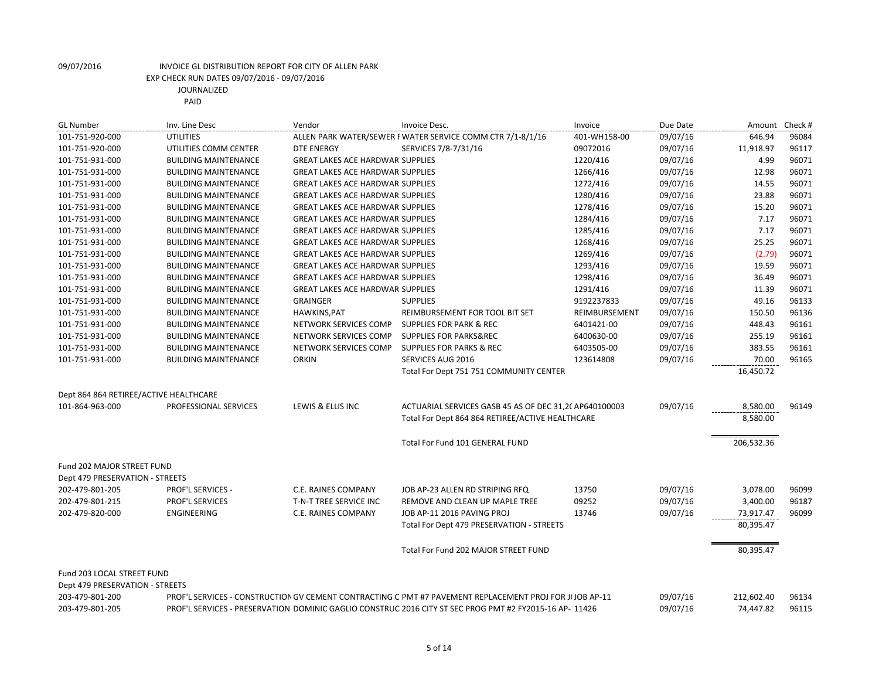09/07/2016 INVOICE GL DISTRIBUTION REPORT FOR CITY OF ALLEN PARK
EXP CHECK RUN DATES 09/07/2016 - 09/07/2016
JOURNALIZED
PAID

| GL Number | Inv. Line Desc | Vendor | Invoice Desc. | Invoice | Due Date | Amount | Check # |
|---|---|---|---|---|---|---|---|
| 101-751-920-000 | UTILITIES | ALLEN PARK WATER/SEWER I | WATER SERVICE COMM CTR 7/1-8/1/16 | 401-WH158-00 | 09/07/16 | 646.94 | 96084 |
| 101-751-920-000 | UTILITIES COMM CENTER | DTE ENERGY | SERVICES 7/8-7/31/16 | 09072016 | 09/07/16 | 11,918.97 | 96117 |
| 101-751-931-000 | BUILDING MAINTENANCE | GREAT LAKES ACE HARDWAR | SUPPLIES | 1220/416 | 09/07/16 | 4.99 | 96071 |
| 101-751-931-000 | BUILDING MAINTENANCE | GREAT LAKES ACE HARDWAR | SUPPLIES | 1266/416 | 09/07/16 | 12.98 | 96071 |
| 101-751-931-000 | BUILDING MAINTENANCE | GREAT LAKES ACE HARDWAR | SUPPLIES | 1272/416 | 09/07/16 | 14.55 | 96071 |
| 101-751-931-000 | BUILDING MAINTENANCE | GREAT LAKES ACE HARDWAR | SUPPLIES | 1280/416 | 09/07/16 | 23.88 | 96071 |
| 101-751-931-000 | BUILDING MAINTENANCE | GREAT LAKES ACE HARDWAR | SUPPLIES | 1278/416 | 09/07/16 | 15.20 | 96071 |
| 101-751-931-000 | BUILDING MAINTENANCE | GREAT LAKES ACE HARDWAR | SUPPLIES | 1284/416 | 09/07/16 | 7.17 | 96071 |
| 101-751-931-000 | BUILDING MAINTENANCE | GREAT LAKES ACE HARDWAR | SUPPLIES | 1285/416 | 09/07/16 | 7.17 | 96071 |
| 101-751-931-000 | BUILDING MAINTENANCE | GREAT LAKES ACE HARDWAR | SUPPLIES | 1268/416 | 09/07/16 | 25.25 | 96071 |
| 101-751-931-000 | BUILDING MAINTENANCE | GREAT LAKES ACE HARDWAR | SUPPLIES | 1269/416 | 09/07/16 | (2.79) | 96071 |
| 101-751-931-000 | BUILDING MAINTENANCE | GREAT LAKES ACE HARDWAR | SUPPLIES | 1293/416 | 09/07/16 | 19.59 | 96071 |
| 101-751-931-000 | BUILDING MAINTENANCE | GREAT LAKES ACE HARDWAR | SUPPLIES | 1298/416 | 09/07/16 | 36.49 | 96071 |
| 101-751-931-000 | BUILDING MAINTENANCE | GREAT LAKES ACE HARDWAR | SUPPLIES | 1291/416 | 09/07/16 | 11.39 | 96071 |
| 101-751-931-000 | BUILDING MAINTENANCE | GRAINGER | SUPPLIES | 9192237833 | 09/07/16 | 49.16 | 96133 |
| 101-751-931-000 | BUILDING MAINTENANCE | HAWKINS,PAT | REIMBURSEMENT FOR TOOL BIT SET | REIMBURSEMENT | 09/07/16 | 150.50 | 96136 |
| 101-751-931-000 | BUILDING MAINTENANCE | NETWORK SERVICES COMP | SUPPLIES FOR PARK & REC | 6401421-00 | 09/07/16 | 448.43 | 96161 |
| 101-751-931-000 | BUILDING MAINTENANCE | NETWORK SERVICES COMP | SUPPLIES FOR PARKS&REC | 6400630-00 | 09/07/16 | 255.19 | 96161 |
| 101-751-931-000 | BUILDING MAINTENANCE | NETWORK SERVICES COMP | SUPPLIES FOR PARKS & REC | 6403505-00 | 09/07/16 | 383.55 | 96161 |
| 101-751-931-000 | BUILDING MAINTENANCE | ORKIN | SERVICES AUG 2016 | 123614808 | 09/07/16 | 70.00 | 96165 |
| | | | Total For Dept 751 751 COMMUNITY CENTER | | | 16,450.72 | |
| Dept 864 864 RETIREE/ACTIVE HEALTHCARE | | | | | | | |
| 101-864-963-000 | PROFESSIONAL SERVICES | LEWIS & ELLIS INC | ACTUARIAL SERVICES GASB 45 AS OF DEC 31,2( | AP640100003 | 09/07/16 | 8,580.00 | 96149 |
| | | | Total For Dept 864 864 RETIREE/ACTIVE HEALTHCARE | | | 8,580.00 | |
| | | | Total For Fund 101 GENERAL FUND | | | 206,532.36 | |
| Fund 202 MAJOR STREET FUND | | | | | | | |
| Dept 479 PRESERVATION - STREETS | | | | | | | |
| 202-479-801-205 | PROF'L SERVICES - | C.E. RAINES COMPANY | JOB AP-23 ALLEN RD STRIPING RFQ | 13750 | 09/07/16 | 3,078.00 | 96099 |
| 202-479-801-215 | PROF'L SERVICES | T-N-T TREE SERVICE INC | REMOVE AND CLEAN UP MAPLE TREE | 09252 | 09/07/16 | 3,400.00 | 96187 |
| 202-479-820-000 | ENGINEERING | C.E. RAINES COMPANY | JOB AP-11 2016 PAVING PROJ | 13746 | 09/07/16 | 73,917.47 | 96099 |
| | | | Total For Dept 479 PRESERVATION - STREETS | | | 80,395.47 | |
| | | | Total For Fund 202 MAJOR STREET FUND | | | 80,395.47 | |
| Fund 203 LOCAL STREET FUND | | | | | | | |
| Dept 479 PRESERVATION - STREETS | | | | | | | |
| 203-479-801-200 | PROF'L SERVICES - CONSTRUCTION | GV CEMENT CONTRACTING C | PMT #7 PAVEMENT REPLACEMENT PROJ FOR J( | JOB AP-11 | 09/07/16 | 212,602.40 | 96134 |
| 203-479-801-205 | PROF'L SERVICES - PRESERVATION | DOMINIC GAGLIO CONSTRUC | 2016 CITY ST SEC PROG PMT #2 FY2015-16 AP- | 11426 | 09/07/16 | 74,447.82 | 96115 |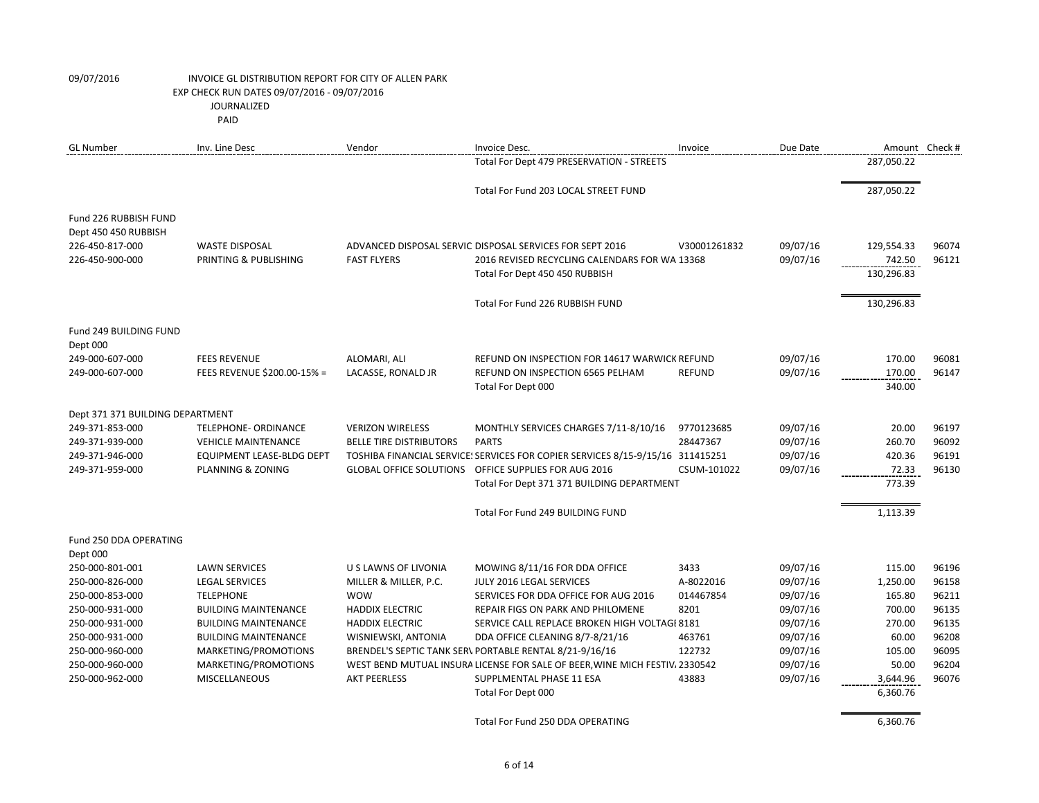09/07/2016 INVOICE GL DISTRIBUTION REPORT FOR CITY OF ALLEN PARK
EXP CHECK RUN DATES 09/07/2016 - 09/07/2016
JOURNALIZED
PAID

| GL Number | Inv. Line Desc | Vendor | Invoice Desc. | Invoice | Due Date | Amount | Check # |
|---|---|---|---|---|---|---|---|
| | | | Total For Dept 479 PRESERVATION - STREETS | | | 287,050.22 | |
| | | | Total For Fund 203 LOCAL STREET FUND | | | 287,050.22 | |
| Fund 226 RUBBISH FUND | | | | | | | |
| Dept 450 450 RUBBISH | | | | | | | |
| 226-450-817-000 | WASTE DISPOSAL | ADVANCED DISPOSAL SERVIC | DISPOSAL SERVICES FOR SEPT 2016 | V30001261832 | 09/07/16 | 129,554.33 | 96074 |
| 226-450-900-000 | PRINTING & PUBLISHING | FAST FLYERS | 2016 REVISED RECYCLING CALENDARS FOR WA | 13368 | 09/07/16 | 742.50 | 96121 |
| | | | Total For Dept 450 450 RUBBISH | | | 130,296.83 | |
| | | | Total For Fund 226 RUBBISH FUND | | | 130,296.83 | |
| Fund 249 BUILDING FUND | | | | | | | |
| Dept 000 | | | | | | | |
| 249-000-607-000 | FEES REVENUE | ALOMARI, ALI | REFUND ON INSPECTION FOR 14617 WARWICK | REFUND | 09/07/16 | 170.00 | 96081 |
| 249-000-607-000 | FEES REVENUE $200.00-15% = | LACASSE, RONALD JR | REFUND ON INSPECTION 6565 PELHAM | REFUND | 09/07/16 | 170.00 | 96147 |
| | | | Total For Dept 000 | | | 340.00 | |
| Dept 371 371 BUILDING DEPARTMENT | | | | | | | |
| 249-371-853-000 | TELEPHONE- ORDINANCE | VERIZON WIRELESS | MONTHLY SERVICES CHARGES 7/11-8/10/16 | 9770123685 | 09/07/16 | 20.00 | 96197 |
| 249-371-939-000 | VEHICLE MAINTENANCE | BELLE TIRE DISTRIBUTORS | PARTS | 28447367 | 09/07/16 | 260.70 | 96092 |
| 249-371-946-000 | EQUIPMENT LEASE-BLDG DEPT | TOSHIBA FINANCIAL SERVICE | SERVICES FOR COPIER SERVICES 8/15-9/15/16 | 311415251 | 09/07/16 | 420.36 | 96191 |
| 249-371-959-000 | PLANNING & ZONING | GLOBAL OFFICE SOLUTIONS | OFFICE SUPPLIES FOR AUG 2016 | CSUM-101022 | 09/07/16 | 72.33 | 96130 |
| | | | Total For Dept 371 371 BUILDING DEPARTMENT | | | 773.39 | |
| | | | Total For Fund 249 BUILDING FUND | | | 1,113.39 | |
| Fund 250 DDA OPERATING | | | | | | | |
| Dept 000 | | | | | | | |
| 250-000-801-001 | LAWN SERVICES | U S LAWNS OF LIVONIA | MOWING 8/11/16 FOR DDA OFFICE | 3433 | 09/07/16 | 115.00 | 96196 |
| 250-000-826-000 | LEGAL SERVICES | MILLER & MILLER, P.C. | JULY 2016 LEGAL SERVICES | A-8022016 | 09/07/16 | 1,250.00 | 96158 |
| 250-000-853-000 | TELEPHONE | WOW | SERVICES FOR DDA OFFICE FOR AUG 2016 | 014467854 | 09/07/16 | 165.80 | 96211 |
| 250-000-931-000 | BUILDING MAINTENANCE | HADDIX ELECTRIC | REPAIR FIGS ON PARK AND PHILOMENE | 8201 | 09/07/16 | 700.00 | 96135 |
| 250-000-931-000 | BUILDING MAINTENANCE | HADDIX ELECTRIC | SERVICE CALL REPLACE BROKEN HIGH VOLTAGI | 8181 | 09/07/16 | 270.00 | 96135 |
| 250-000-931-000 | BUILDING MAINTENANCE | WISNIEWSKI, ANTONIA | DDA OFFICE CLEANING 8/7-8/21/16 | 463761 | 09/07/16 | 60.00 | 96208 |
| 250-000-960-000 | MARKETING/PROMOTIONS | BRENDEL'S SEPTIC TANK SERV | PORTABLE RENTAL 8/21-9/16/16 | 122732 | 09/07/16 | 105.00 | 96095 |
| 250-000-960-000 | MARKETING/PROMOTIONS | WEST BEND MUTUAL INSURA | LICENSE FOR SALE OF BEER,WINE MICH FESTIV. | 2330542 | 09/07/16 | 50.00 | 96204 |
| 250-000-962-000 | MISCELLANEOUS | AKT PEERLESS | SUPPLMENTAL PHASE 11 ESA | 43883 | 09/07/16 | 3,644.96 | 96076 |
| | | | Total For Dept 000 | | | 6,360.76 | |
| | | | Total For Fund 250 DDA OPERATING | | | 6,360.76 | |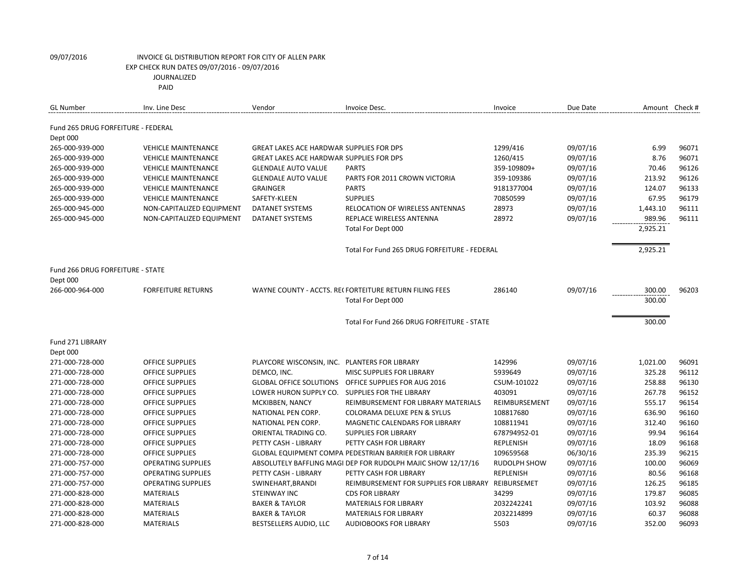09/07/2016 INVOICE GL DISTRIBUTION REPORT FOR CITY OF ALLEN PARK
EXP CHECK RUN DATES 09/07/2016 - 09/07/2016
JOURNALIZED
PAID

| GL Number | Inv. Line Desc | Vendor | Invoice Desc. | Invoice | Due Date | Amount | Check # |
|---|---|---|---|---|---|---|---|
| Fund 265 DRUG FORFEITURE - FEDERAL | | | | | | | |
| Dept 000 | | | | | | | |
| 265-000-939-000 | VEHICLE MAINTENANCE | GREAT LAKES ACE HARDWAR SUPPLIES FOR DPS | | 1299/416 | 09/07/16 | 6.99 | 96071 |
| 265-000-939-000 | VEHICLE MAINTENANCE | GREAT LAKES ACE HARDWAR SUPPLIES FOR DPS | | 1260/415 | 09/07/16 | 8.76 | 96071 |
| 265-000-939-000 | VEHICLE MAINTENANCE | GLENDALE AUTO VALUE | PARTS | 359-109809+ | 09/07/16 | 70.46 | 96126 |
| 265-000-939-000 | VEHICLE MAINTENANCE | GLENDALE AUTO VALUE | PARTS FOR 2011 CROWN VICTORIA | 359-109386 | 09/07/16 | 213.92 | 96126 |
| 265-000-939-000 | VEHICLE MAINTENANCE | GRAINGER | PARTS | 9181377004 | 09/07/16 | 124.07 | 96133 |
| 265-000-939-000 | VEHICLE MAINTENANCE | SAFETY-KLEEN | SUPPLIES | 70850599 | 09/07/16 | 67.95 | 96179 |
| 265-000-945-000 | NON-CAPITALIZED EQUIPMENT | DATANET SYSTEMS | RELOCATION OF WIRELESS ANTENNAS | 28973 | 09/07/16 | 1,443.10 | 96111 |
| 265-000-945-000 | NON-CAPITALIZED EQUIPMENT | DATANET SYSTEMS | REPLACE WIRELESS ANTENNA | 28972 | 09/07/16 | 989.96 | 96111 |
| | | | Total For Dept 000 | | | 2,925.21 | |
| | | | Total For Fund 265 DRUG FORFEITURE - FEDERAL | | | 2,925.21 | |
| Fund 266 DRUG FORFEITURE - STATE | | | | | | | |
| Dept 000 | | | | | | | |
| 266-000-964-000 | FORFEITURE RETURNS | WAYNE COUNTY - ACCTS. RE( FORTEITURE RETURN FILING FEES | | 286140 | 09/07/16 | 300.00 | 96203 |
| | | | Total For Dept 000 | | | 300.00 | |
| | | | Total For Fund 266 DRUG FORFEITURE - STATE | | | 300.00 | |
| Fund 271 LIBRARY | | | | | | | |
| Dept 000 | | | | | | | |
| 271-000-728-000 | OFFICE SUPPLIES | PLAYCORE WISCONSIN, INC. | PLANTERS FOR LIBRARY | 142996 | 09/07/16 | 1,021.00 | 96091 |
| 271-000-728-000 | OFFICE SUPPLIES | DEMCO, INC. | MISC SUPPLIES FOR LIBRARY | 5939649 | 09/07/16 | 325.28 | 96112 |
| 271-000-728-000 | OFFICE SUPPLIES | GLOBAL OFFICE SOLUTIONS | OFFICE SUPPLIES FOR AUG 2016 | CSUM-101022 | 09/07/16 | 258.88 | 96130 |
| 271-000-728-000 | OFFICE SUPPLIES | LOWER HURON SUPPLY CO. | SUPPLIES FOR THE LIBRARY | 403091 | 09/07/16 | 267.78 | 96152 |
| 271-000-728-000 | OFFICE SUPPLIES | MCKIBBEN, NANCY | REIMBURSEMENT FOR LIBRARY MATERIALS | REIMBURSEMENT | 09/07/16 | 555.17 | 96154 |
| 271-000-728-000 | OFFICE SUPPLIES | NATIONAL PEN CORP. | COLORAMA DELUXE PEN & SYLUS | 108817680 | 09/07/16 | 636.90 | 96160 |
| 271-000-728-000 | OFFICE SUPPLIES | NATIONAL PEN CORP. | MAGNETIC CALENDARS FOR LIBRARY | 108811941 | 09/07/16 | 312.40 | 96160 |
| 271-000-728-000 | OFFICE SUPPLIES | ORIENTAL TRADING CO. | SUPPLIES FOR LIBRARY | 678794952-01 | 09/07/16 | 99.94 | 96164 |
| 271-000-728-000 | OFFICE SUPPLIES | PETTY CASH - LIBRARY | PETTY CASH FOR LIBRARY | REPLENISH | 09/07/16 | 18.09 | 96168 |
| 271-000-728-000 | OFFICE SUPPLIES | GLOBAL EQUIPMENT COMPA PEDESTRIAN BARRIER FOR LIBRARY | | 109659568 | 06/30/16 | 235.39 | 96215 |
| 271-000-757-000 | OPERATING SUPPLIES | ABSOLUTELY BAFFLING MAGI DEP FOR RUDOLPH MAJIC SHOW 12/17/16 | | RUDOLPH SHOW | 09/07/16 | 100.00 | 96069 |
| 271-000-757-000 | OPERATING SUPPLIES | PETTY CASH - LIBRARY | PETTY CASH FOR LIBRARY | REPLENISH | 09/07/16 | 80.56 | 96168 |
| 271-000-757-000 | OPERATING SUPPLIES | SWINEHART,BRANDI | REIMBURSEMENT FOR SUPPLIES FOR LIBRARY | REIBURSEMET | 09/07/16 | 126.25 | 96185 |
| 271-000-828-000 | MATERIALS | STEINWAY INC | CDS FOR LIBRARY | 34299 | 09/07/16 | 179.87 | 96085 |
| 271-000-828-000 | MATERIALS | BAKER & TAYLOR | MATERIALS FOR LIBRARY | 2032242241 | 09/07/16 | 103.92 | 96088 |
| 271-000-828-000 | MATERIALS | BAKER & TAYLOR | MATERIALS FOR LIBRARY | 2032214899 | 09/07/16 | 60.37 | 96088 |
| 271-000-828-000 | MATERIALS | BESTSELLERS AUDIO, LLC | AUDIOBOOKS FOR LIBRARY | 5503 | 09/07/16 | 352.00 | 96093 |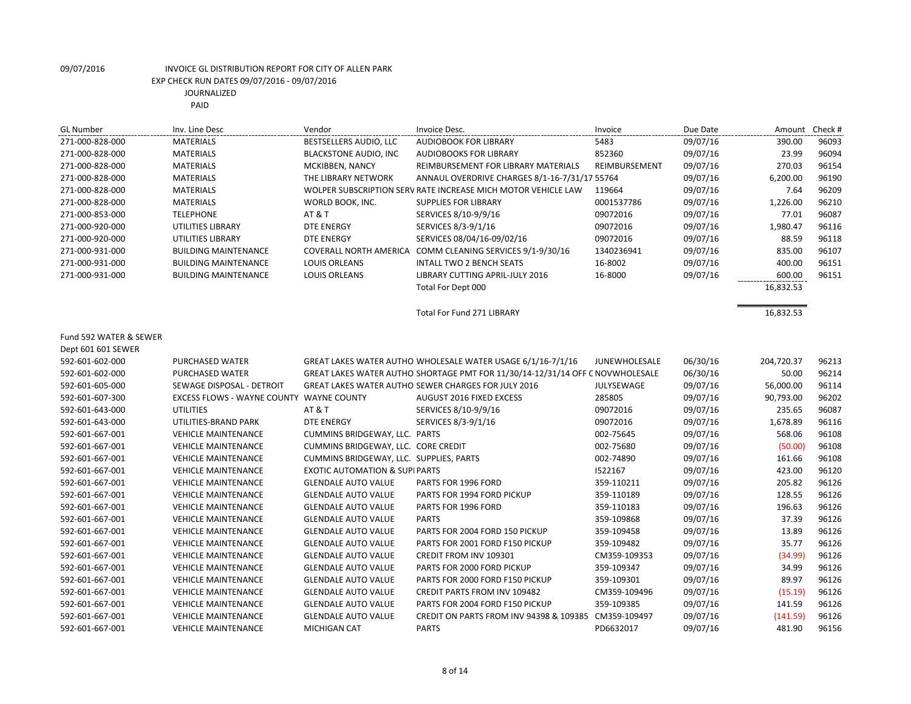09/07/2016 INVOICE GL DISTRIBUTION REPORT FOR CITY OF ALLEN PARK

EXP CHECK RUN DATES 09/07/2016 - 09/07/2016

JOURNALIZED

PAID

| GL Number | Inv. Line Desc | Vendor | Invoice Desc. | Invoice | Due Date | Amount | Check # |
|---|---|---|---|---|---|---|---|
| 271-000-828-000 | MATERIALS | BESTSELLERS AUDIO, LLC | AUDIOBOOK FOR LIBRARY | 5483 | 09/07/16 | 390.00 | 96093 |
| 271-000-828-000 | MATERIALS | BLACKSTONE AUDIO, INC | AUDIOBOOKS FOR LIBRARY | 852360 | 09/07/16 | 23.99 | 96094 |
| 271-000-828-000 | MATERIALS | MCKIBBEN, NANCY | REIMBURSEMENT FOR LIBRARY MATERIALS | REIMBURSEMENT | 09/07/16 | 270.03 | 96154 |
| 271-000-828-000 | MATERIALS | THE LIBRARY NETWORK | ANNAUL OVERDRIVE CHARGES 8/1-16-7/31/17 | 55764 | 09/07/16 | 6,200.00 | 96190 |
| 271-000-828-000 | MATERIALS | WOLPER SUBSCRIPTION SERV | RATE INCREASE MICH MOTOR VEHICLE LAW | 119664 | 09/07/16 | 7.64 | 96209 |
| 271-000-828-000 | MATERIALS | WORLD BOOK, INC. | SUPPLIES FOR LIBRARY | 0001537786 | 09/07/16 | 1,226.00 | 96210 |
| 271-000-853-000 | TELEPHONE | AT & T | SERVICES 8/10-9/9/16 | 09072016 | 09/07/16 | 77.01 | 96087 |
| 271-000-920-000 | UTILITIES LIBRARY | DTE ENERGY | SERVICES 8/3-9/1/16 | 09072016 | 09/07/16 | 1,980.47 | 96116 |
| 271-000-920-000 | UTILITIES LIBRARY | DTE ENERGY | SERVICES 08/04/16-09/02/16 | 09072016 | 09/07/16 | 88.59 | 96118 |
| 271-000-931-000 | BUILDING MAINTENANCE | COVERALL NORTH AMERICA | COMM CLEANING SERVICES 9/1-9/30/16 | 1340236941 | 09/07/16 | 835.00 | 96107 |
| 271-000-931-000 | BUILDING MAINTENANCE | LOUIS ORLEANS | INTALL TWO 2 BENCH SEATS | 16-8002 | 09/07/16 | 400.00 | 96151 |
| 271-000-931-000 | BUILDING MAINTENANCE | LOUIS ORLEANS | LIBRARY CUTTING APRIL-JULY 2016 | 16-8000 | 09/07/16 | 600.00 | 96151 |
| | | | Total For Dept 000 | | | 16,832.53 | |
| | | | Total For Fund 271 LIBRARY | | | 16,832.53 | |
| Fund 592 WATER & SEWER | | | | | | | |
| Dept 601 601 SEWER | | | | | | | |
| 592-601-602-000 | PURCHASED WATER | GREAT LAKES WATER AUTHO | WHOLESALE WATER USAGE 6/1/16-7/1/16 | JUNEWHOLESALE | 06/30/16 | 204,720.37 | 96213 |
| 592-601-602-000 | PURCHASED WATER | GREAT LAKES WATER AUTHO | SHORTAGE PMT FOR 11/30/14-12/31/14 OFF C | NOVWHOLESALE | 06/30/16 | 50.00 | 96214 |
| 592-601-605-000 | SEWAGE DISPOSAL - DETROIT | GREAT LAKES WATER AUTHO | SEWER CHARGES FOR JULY 2016 | JULYSEWAGE | 09/07/16 | 56,000.00 | 96114 |
| 592-601-607-300 | EXCESS FLOWS - WAYNE COUNTY | WAYNE COUNTY | AUGUST 2016 FIXED EXCESS | 285805 | 09/07/16 | 90,793.00 | 96202 |
| 592-601-643-000 | UTILITIES | AT & T | SERVICES 8/10-9/9/16 | 09072016 | 09/07/16 | 235.65 | 96087 |
| 592-601-643-000 | UTILITIES-BRAND PARK | DTE ENERGY | SERVICES 8/3-9/1/16 | 09072016 | 09/07/16 | 1,678.89 | 96116 |
| 592-601-667-001 | VEHICLE MAINTENANCE | CUMMINS BRIDGEWAY, LLC. | PARTS | 002-75645 | 09/07/16 | 568.06 | 96108 |
| 592-601-667-001 | VEHICLE MAINTENANCE | CUMMINS BRIDGEWAY, LLC. | CORE CREDIT | 002-75680 | 09/07/16 | (50.00) | 96108 |
| 592-601-667-001 | VEHICLE MAINTENANCE | CUMMINS BRIDGEWAY, LLC. | SUPPLIES, PARTS | 002-74890 | 09/07/16 | 161.66 | 96108 |
| 592-601-667-001 | VEHICLE MAINTENANCE | EXOTIC AUTOMATION & SUPI | PARTS | I522167 | 09/07/16 | 423.00 | 96120 |
| 592-601-667-001 | VEHICLE MAINTENANCE | GLENDALE AUTO VALUE | PARTS FOR 1996 FORD | 359-110211 | 09/07/16 | 205.82 | 96126 |
| 592-601-667-001 | VEHICLE MAINTENANCE | GLENDALE AUTO VALUE | PARTS FOR 1994 FORD PICKUP | 359-110189 | 09/07/16 | 128.55 | 96126 |
| 592-601-667-001 | VEHICLE MAINTENANCE | GLENDALE AUTO VALUE | PARTS FOR 1996 FORD | 359-110183 | 09/07/16 | 196.63 | 96126 |
| 592-601-667-001 | VEHICLE MAINTENANCE | GLENDALE AUTO VALUE | PARTS | 359-109868 | 09/07/16 | 37.39 | 96126 |
| 592-601-667-001 | VEHICLE MAINTENANCE | GLENDALE AUTO VALUE | PARTS FOR 2004 FORD 150 PICKUP | 359-109458 | 09/07/16 | 13.89 | 96126 |
| 592-601-667-001 | VEHICLE MAINTENANCE | GLENDALE AUTO VALUE | PARTS FOR 2001 FORD F150 PICKUP | 359-109482 | 09/07/16 | 35.77 | 96126 |
| 592-601-667-001 | VEHICLE MAINTENANCE | GLENDALE AUTO VALUE | CREDIT FROM INV 109301 | CM359-109353 | 09/07/16 | (34.99) | 96126 |
| 592-601-667-001 | VEHICLE MAINTENANCE | GLENDALE AUTO VALUE | PARTS FOR 2000 FORD PICKUP | 359-109347 | 09/07/16 | 34.99 | 96126 |
| 592-601-667-001 | VEHICLE MAINTENANCE | GLENDALE AUTO VALUE | PARTS FOR 2000 FORD F150 PICKUP | 359-109301 | 09/07/16 | 89.97 | 96126 |
| 592-601-667-001 | VEHICLE MAINTENANCE | GLENDALE AUTO VALUE | CREDIT PARTS FROM INV 109482 | CM359-109496 | 09/07/16 | (15.19) | 96126 |
| 592-601-667-001 | VEHICLE MAINTENANCE | GLENDALE AUTO VALUE | PARTS FOR 2004 FORD F150 PICKUP | 359-109385 | 09/07/16 | 141.59 | 96126 |
| 592-601-667-001 | VEHICLE MAINTENANCE | GLENDALE AUTO VALUE | CREDIT ON PARTS FROM INV 94398 & 109385 | CM359-109497 | 09/07/16 | (141.59) | 96126 |
| 592-601-667-001 | VEHICLE MAINTENANCE | MICHIGAN CAT | PARTS | PD6632017 | 09/07/16 | 481.90 | 96156 |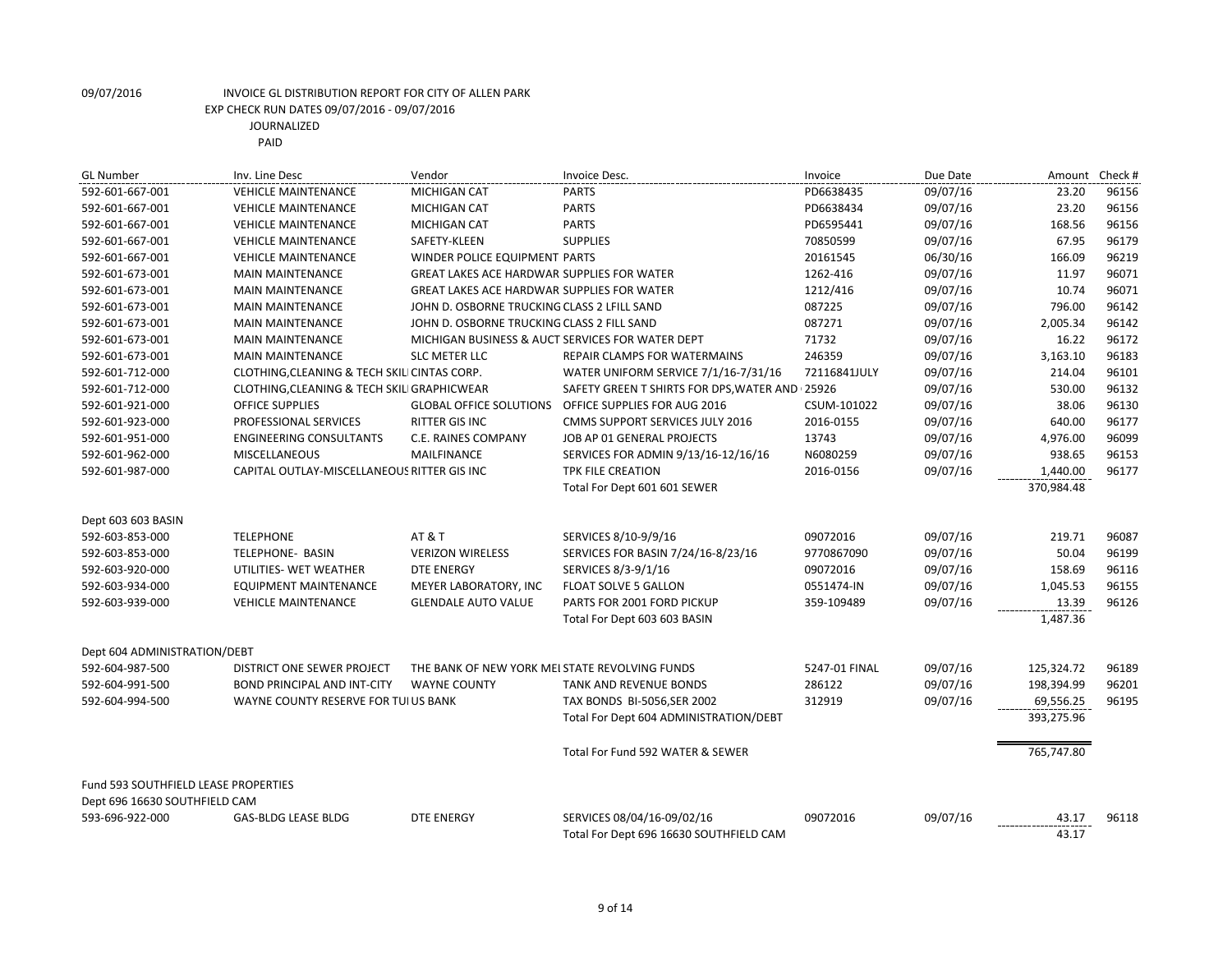09/07/2016 INVOICE GL DISTRIBUTION REPORT FOR CITY OF ALLEN PARK
EXP CHECK RUN DATES 09/07/2016 - 09/07/2016
JOURNALIZED
PAID

| GL Number | Inv. Line Desc | Vendor | Invoice Desc. | Invoice | Due Date | Amount | Check # |
|---|---|---|---|---|---|---|---|
| 592-601-667-001 | VEHICLE MAINTENANCE | MICHIGAN CAT | PARTS | PD6638435 | 09/07/16 | 23.20 | 96156 |
| 592-601-667-001 | VEHICLE MAINTENANCE | MICHIGAN CAT | PARTS | PD6638434 | 09/07/16 | 23.20 | 96156 |
| 592-601-667-001 | VEHICLE MAINTENANCE | MICHIGAN CAT | PARTS | PD6595441 | 09/07/16 | 168.56 | 96156 |
| 592-601-667-001 | VEHICLE MAINTENANCE | SAFETY-KLEEN | SUPPLIES | 70850599 | 09/07/16 | 67.95 | 96179 |
| 592-601-667-001 | VEHICLE MAINTENANCE | WINDER POLICE EQUIPMENT | PARTS | 20161545 | 06/30/16 | 166.09 | 96219 |
| 592-601-673-001 | MAIN MAINTENANCE | GREAT LAKES ACE HARDWAR | SUPPLIES FOR WATER | 1262-416 | 09/07/16 | 11.97 | 96071 |
| 592-601-673-001 | MAIN MAINTENANCE | GREAT LAKES ACE HARDWAR | SUPPLIES FOR WATER | 1212/416 | 09/07/16 | 10.74 | 96071 |
| 592-601-673-001 | MAIN MAINTENANCE | JOHN D. OSBORNE TRUCKING | CLASS 2 LFILL SAND | 087225 | 09/07/16 | 796.00 | 96142 |
| 592-601-673-001 | MAIN MAINTENANCE | JOHN D. OSBORNE TRUCKING | CLASS 2 FILL SAND | 087271 | 09/07/16 | 2,005.34 | 96142 |
| 592-601-673-001 | MAIN MAINTENANCE | MICHIGAN BUSINESS & AUCT | SERVICES FOR WATER DEPT | 71732 | 09/07/16 | 16.22 | 96172 |
| 592-601-673-001 | MAIN MAINTENANCE | SLC METER LLC | REPAIR CLAMPS FOR WATERMAINS | 246359 | 09/07/16 | 3,163.10 | 96183 |
| 592-601-712-000 | CLOTHING,CLEANING & TECH SKILI | CINTAS CORP. | WATER UNIFORM SERVICE 7/1/16-7/31/16 | 72116841JULY | 09/07/16 | 214.04 | 96101 |
| 592-601-712-000 | CLOTHING,CLEANING & TECH SKILI | GRAPHICWEAR | SAFETY GREEN T SHIRTS FOR DPS,WATER AND | 25926 | 09/07/16 | 530.00 | 96132 |
| 592-601-921-000 | OFFICE SUPPLIES | GLOBAL OFFICE SOLUTIONS | OFFICE SUPPLIES FOR AUG 2016 | CSUM-101022 | 09/07/16 | 38.06 | 96130 |
| 592-601-923-000 | PROFESSIONAL SERVICES | RITTER GIS INC | CMMS SUPPORT SERVICES JULY 2016 | 2016-0155 | 09/07/16 | 640.00 | 96177 |
| 592-601-951-000 | ENGINEERING CONSULTANTS | C.E. RAINES COMPANY | JOB AP 01 GENERAL PROJECTS | 13743 | 09/07/16 | 4,976.00 | 96099 |
| 592-601-962-000 | MISCELLANEOUS | MAILFINANCE | SERVICES FOR ADMIN 9/13/16-12/16/16 | N6080259 | 09/07/16 | 938.65 | 96153 |
| 592-601-987-000 | CAPITAL OUTLAY-MISCELLANEOUS | RITTER GIS INC | TPK FILE CREATION | 2016-0156 | 09/07/16 | 1,440.00 | 96177 |
| | | | Total For Dept 601 601 SEWER | | | 370,984.48 | |
| Dept 603 603 BASIN | | | | | | | |
| 592-603-853-000 | TELEPHONE | AT & T | SERVICES 8/10-9/9/16 | 09072016 | 09/07/16 | 219.71 | 96087 |
| 592-603-853-000 | TELEPHONE- BASIN | VERIZON WIRELESS | SERVICES FOR BASIN 7/24/16-8/23/16 | 9770867090 | 09/07/16 | 50.04 | 96199 |
| 592-603-920-000 | UTILITIES- WET WEATHER | DTE ENERGY | SERVICES 8/3-9/1/16 | 09072016 | 09/07/16 | 158.69 | 96116 |
| 592-603-934-000 | EQUIPMENT MAINTENANCE | MEYER LABORATORY, INC | FLOAT SOLVE 5 GALLON | 0551474-IN | 09/07/16 | 1,045.53 | 96155 |
| 592-603-939-000 | VEHICLE MAINTENANCE | GLENDALE AUTO VALUE | PARTS FOR 2001 FORD PICKUP | 359-109489 | 09/07/16 | 13.39 | 96126 |
| | | | Total For Dept 603 603 BASIN | | | 1,487.36 | |
| Dept 604 ADMINISTRATION/DEBT | | | | | | | |
| 592-604-987-500 | DISTRICT ONE SEWER PROJECT | THE BANK OF NEW YORK MEI | STATE REVOLVING FUNDS | 5247-01 FINAL | 09/07/16 | 125,324.72 | 96189 |
| 592-604-991-500 | BOND PRINCIPAL AND INT-CITY | WAYNE COUNTY | TANK AND REVENUE BONDS | 286122 | 09/07/16 | 198,394.99 | 96201 |
| 592-604-994-500 | WAYNE COUNTY RESERVE FOR TUI | US BANK | TAX BONDS BI-5056,SER 2002 | 312919 | 09/07/16 | 69,556.25 | 96195 |
| | | | Total For Dept 604 ADMINISTRATION/DEBT | | | 393,275.96 | |
| | | | Total For Fund 592 WATER & SEWER | | | 765,747.80 | |
| Fund 593 SOUTHFIELD LEASE PROPERTIES | | | | | | | |
| Dept 696 16630 SOUTHFIELD CAM | | | | | | | |
| 593-696-922-000 | GAS-BLDG LEASE BLDG | DTE ENERGY | SERVICES 08/04/16-09/02/16 | 09072016 | 09/07/16 | 43.17 | 96118 |
| | | | Total For Dept 696 16630 SOUTHFIELD CAM | | | 43.17 | |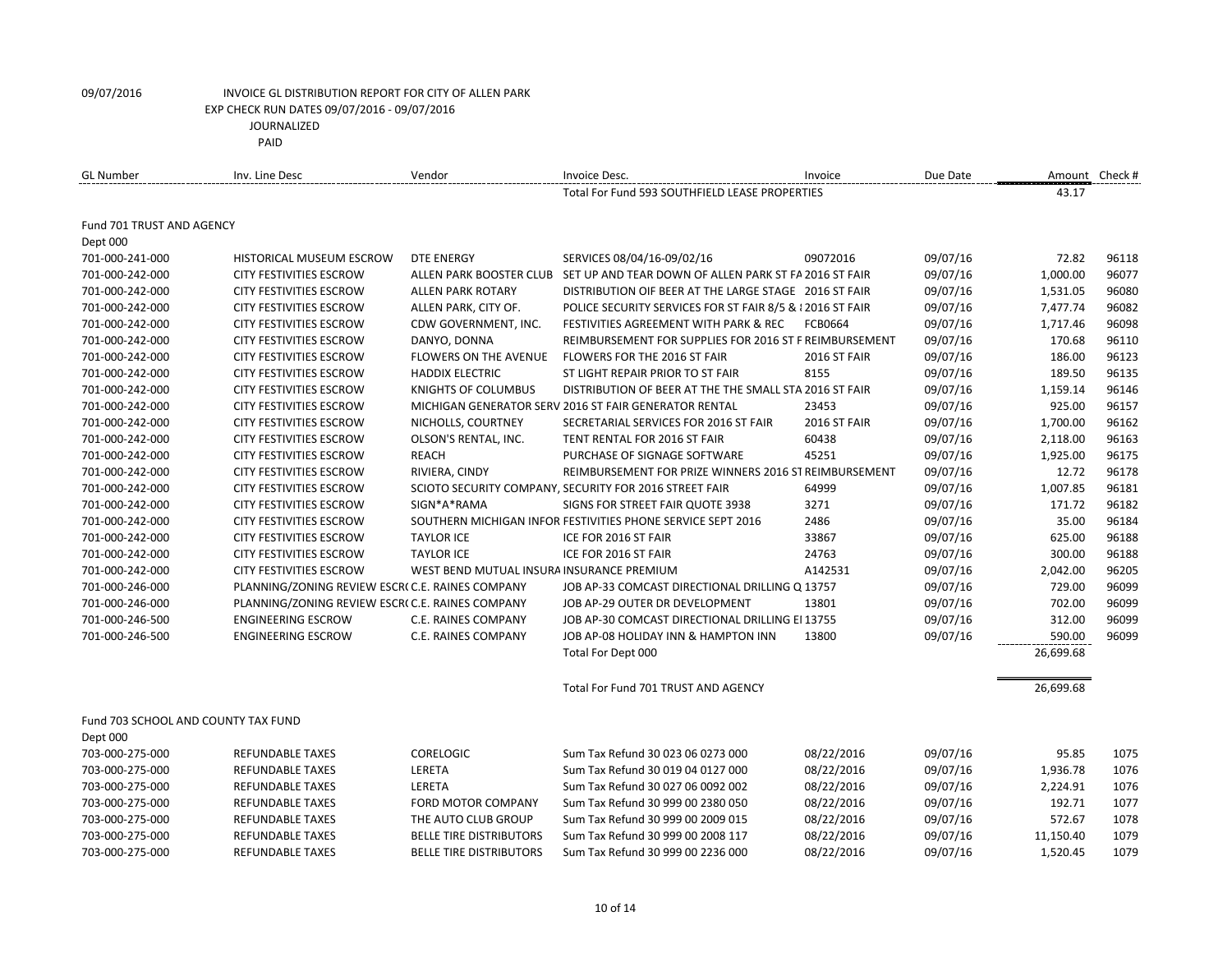09/07/2016 INVOICE GL DISTRIBUTION REPORT FOR CITY OF ALLEN PARK
EXP CHECK RUN DATES 09/07/2016 - 09/07/2016
JOURNALIZED
PAID

| GL Number | Inv. Line Desc | Vendor | Invoice Desc. | Invoice | Due Date | Amount | Check # |
|---|---|---|---|---|---|---|---|
| | | | Total For Fund 593 SOUTHFIELD LEASE PROPERTIES | | | 43.17 | |
| Fund 701 TRUST AND AGENCY | | | | | | | |
| Dept 000 | | | | | | | |
| 701-000-241-000 | HISTORICAL MUSEUM ESCROW | DTE ENERGY | SERVICES 08/04/16-09/02/16 | 09072016 | 09/07/16 | 72.82 | 96118 |
| 701-000-242-000 | CITY FESTIVITIES ESCROW | ALLEN PARK BOOSTER CLUB | SET UP AND TEAR DOWN OF ALLEN PARK ST FA | 2016 ST FAIR | 09/07/16 | 1,000.00 | 96077 |
| 701-000-242-000 | CITY FESTIVITIES ESCROW | ALLEN PARK ROTARY | DISTRIBUTION OIF BEER AT THE LARGE STAGE | 2016 ST FAIR | 09/07/16 | 1,531.05 | 96080 |
| 701-000-242-000 | CITY FESTIVITIES ESCROW | ALLEN PARK, CITY OF. | POLICE SECURITY SERVICES FOR ST FAIR 8/5 & | 2016 ST FAIR | 09/07/16 | 7,477.74 | 96082 |
| 701-000-242-000 | CITY FESTIVITIES ESCROW | CDW GOVERNMENT, INC. | FESTIVITIES AGREEMENT WITH PARK & REC | FCB0664 | 09/07/16 | 1,717.46 | 96098 |
| 701-000-242-000 | CITY FESTIVITIES ESCROW | DANYO, DONNA | REIMBURSEMENT FOR SUPPLIES FOR 2016 ST F | REIMBURSEMENT | 09/07/16 | 170.68 | 96110 |
| 701-000-242-000 | CITY FESTIVITIES ESCROW | FLOWERS ON THE AVENUE | FLOWERS FOR THE 2016 ST FAIR | 2016 ST FAIR | 09/07/16 | 186.00 | 96123 |
| 701-000-242-000 | CITY FESTIVITIES ESCROW | HADDIX ELECTRIC | ST LIGHT REPAIR PRIOR TO ST FAIR | 8155 | 09/07/16 | 189.50 | 96135 |
| 701-000-242-000 | CITY FESTIVITIES ESCROW | KNIGHTS OF COLUMBUS | DISTRIBUTION OF BEER AT THE THE SMALL STA | 2016 ST FAIR | 09/07/16 | 1,159.14 | 96146 |
| 701-000-242-000 | CITY FESTIVITIES ESCROW | MICHIGAN GENERATOR SERV | 2016 ST FAIR GENERATOR RENTAL | 23453 | 09/07/16 | 925.00 | 96157 |
| 701-000-242-000 | CITY FESTIVITIES ESCROW | NICHOLLS, COURTNEY | SECRETARIAL SERVICES FOR 2016 ST FAIR | 2016 ST FAIR | 09/07/16 | 1,700.00 | 96162 |
| 701-000-242-000 | CITY FESTIVITIES ESCROW | OLSON'S RENTAL, INC. | TENT RENTAL FOR 2016 ST FAIR | 60438 | 09/07/16 | 2,118.00 | 96163 |
| 701-000-242-000 | CITY FESTIVITIES ESCROW | REACH | PURCHASE OF SIGNAGE SOFTWARE | 45251 | 09/07/16 | 1,925.00 | 96175 |
| 701-000-242-000 | CITY FESTIVITIES ESCROW | RIVIERA, CINDY | REIMBURSEMENT FOR PRIZE WINNERS 2016 ST | REIMBURSEMENT | 09/07/16 | 12.72 | 96178 |
| 701-000-242-000 | CITY FESTIVITIES ESCROW | SCIOTO SECURITY COMPANY, | SECURITY FOR 2016 STREET FAIR | 64999 | 09/07/16 | 1,007.85 | 96181 |
| 701-000-242-000 | CITY FESTIVITIES ESCROW | SIGN*A*RAMA | SIGNS FOR STREET FAIR QUOTE 3938 | 3271 | 09/07/16 | 171.72 | 96182 |
| 701-000-242-000 | CITY FESTIVITIES ESCROW | SOUTHERN MICHIGAN INFOR | FESTIVITIES PHONE SERVICE SEPT 2016 | 2486 | 09/07/16 | 35.00 | 96184 |
| 701-000-242-000 | CITY FESTIVITIES ESCROW | TAYLOR ICE | ICE FOR 2016 ST FAIR | 33867 | 09/07/16 | 625.00 | 96188 |
| 701-000-242-000 | CITY FESTIVITIES ESCROW | TAYLOR ICE | ICE FOR 2016 ST FAIR | 24763 | 09/07/16 | 300.00 | 96188 |
| 701-000-242-000 | CITY FESTIVITIES ESCROW | WEST BEND MUTUAL INSURA | INSURANCE PREMIUM | A142531 | 09/07/16 | 2,042.00 | 96205 |
| 701-000-246-000 | PLANNING/ZONING REVIEW ESCR | C.E. RAINES COMPANY | JOB AP-33 COMCAST DIRECTIONAL DRILLING Q | 13757 | 09/07/16 | 729.00 | 96099 |
| 701-000-246-000 | PLANNING/ZONING REVIEW ESCR | C.E. RAINES COMPANY | JOB AP-29 OUTER DR DEVELOPMENT | 13801 | 09/07/16 | 702.00 | 96099 |
| 701-000-246-500 | ENGINEERING ESCROW | C.E. RAINES COMPANY | JOB AP-30 COMCAST DIRECTIONAL DRILLING E | 13755 | 09/07/16 | 312.00 | 96099 |
| 701-000-246-500 | ENGINEERING ESCROW | C.E. RAINES COMPANY | JOB AP-08 HOLIDAY INN & HAMPTON INN | 13800 | 09/07/16 | 590.00 | 96099 |
| | | | Total For Dept 000 | | | 26,699.68 | |
| | | | Total For Fund 701 TRUST AND AGENCY | | | 26,699.68 | |
| Fund 703 SCHOOL AND COUNTY TAX FUND | | | | | | | |
| Dept 000 | | | | | | | |
| 703-000-275-000 | REFUNDABLE TAXES | CORELOGIC | Sum Tax Refund 30 023 06 0273 000 | 08/22/2016 | 09/07/16 | 95.85 | 1075 |
| 703-000-275-000 | REFUNDABLE TAXES | LERETA | Sum Tax Refund 30 019 04 0127 000 | 08/22/2016 | 09/07/16 | 1,936.78 | 1076 |
| 703-000-275-000 | REFUNDABLE TAXES | LERETA | Sum Tax Refund 30 027 06 0092 002 | 08/22/2016 | 09/07/16 | 2,224.91 | 1076 |
| 703-000-275-000 | REFUNDABLE TAXES | FORD MOTOR COMPANY | Sum Tax Refund 30 999 00 2380 050 | 08/22/2016 | 09/07/16 | 192.71 | 1077 |
| 703-000-275-000 | REFUNDABLE TAXES | THE AUTO CLUB GROUP | Sum Tax Refund 30 999 00 2009 015 | 08/22/2016 | 09/07/16 | 572.67 | 1078 |
| 703-000-275-000 | REFUNDABLE TAXES | BELLE TIRE DISTRIBUTORS | Sum Tax Refund 30 999 00 2008 117 | 08/22/2016 | 09/07/16 | 11,150.40 | 1079 |
| 703-000-275-000 | REFUNDABLE TAXES | BELLE TIRE DISTRIBUTORS | Sum Tax Refund 30 999 00 2236 000 | 08/22/2016 | 09/07/16 | 1,520.45 | 1079 |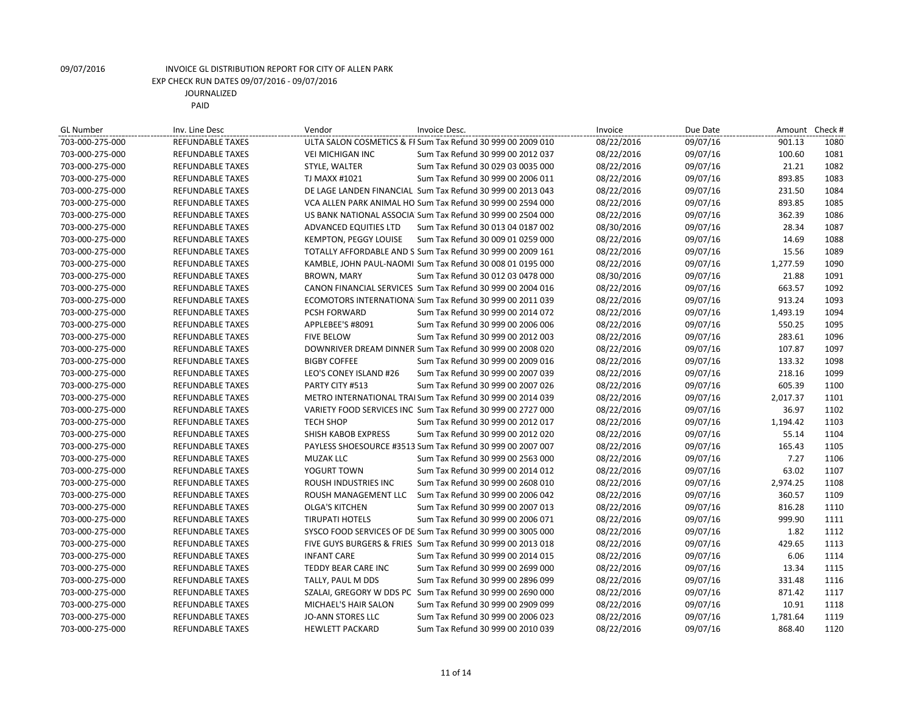09/07/2016 INVOICE GL DISTRIBUTION REPORT FOR CITY OF ALLEN PARK
EXP CHECK RUN DATES 09/07/2016 - 09/07/2016
JOURNALIZED
PAID

| GL Number | Inv. Line Desc | Vendor | Invoice Desc. | Invoice | Due Date | Amount | Check # |
|---|---|---|---|---|---|---|---|
| 703-000-275-000 | REFUNDABLE TAXES | ULTA SALON COSMETICS & FI | Sum Tax Refund 30 999 00 2009 010 | 08/22/2016 | 09/07/16 | 901.13 | 1080 |
| 703-000-275-000 | REFUNDABLE TAXES | VEI MICHIGAN INC | Sum Tax Refund 30 999 00 2012 037 | 08/22/2016 | 09/07/16 | 100.60 | 1081 |
| 703-000-275-000 | REFUNDABLE TAXES | STYLE, WALTER | Sum Tax Refund 30 029 03 0035 000 | 08/22/2016 | 09/07/16 | 21.21 | 1082 |
| 703-000-275-000 | REFUNDABLE TAXES | TJ MAXX #1021 | Sum Tax Refund 30 999 00 2006 011 | 08/22/2016 | 09/07/16 | 893.85 | 1083 |
| 703-000-275-000 | REFUNDABLE TAXES | DE LAGE LANDEN FINANCIAL | Sum Tax Refund 30 999 00 2013 043 | 08/22/2016 | 09/07/16 | 231.50 | 1084 |
| 703-000-275-000 | REFUNDABLE TAXES | VCA ALLEN PARK ANIMAL HO | Sum Tax Refund 30 999 00 2594 000 | 08/22/2016 | 09/07/16 | 893.85 | 1085 |
| 703-000-275-000 | REFUNDABLE TAXES | US BANK NATIONAL ASSOCIA | Sum Tax Refund 30 999 00 2504 000 | 08/22/2016 | 09/07/16 | 362.39 | 1086 |
| 703-000-275-000 | REFUNDABLE TAXES | ADVANCED EQUITIES LTD | Sum Tax Refund 30 013 04 0187 002 | 08/30/2016 | 09/07/16 | 28.34 | 1087 |
| 703-000-275-000 | REFUNDABLE TAXES | KEMPTON, PEGGY LOUISE | Sum Tax Refund 30 009 01 0259 000 | 08/22/2016 | 09/07/16 | 14.69 | 1088 |
| 703-000-275-000 | REFUNDABLE TAXES | TOTALLY AFFORDABLE AND S | Sum Tax Refund 30 999 00 2009 161 | 08/22/2016 | 09/07/16 | 15.56 | 1089 |
| 703-000-275-000 | REFUNDABLE TAXES | KAMBLE, JOHN PAUL-NAOMI | Sum Tax Refund 30 008 01 0195 000 | 08/22/2016 | 09/07/16 | 1,277.59 | 1090 |
| 703-000-275-000 | REFUNDABLE TAXES | BROWN, MARY | Sum Tax Refund 30 012 03 0478 000 | 08/30/2016 | 09/07/16 | 21.88 | 1091 |
| 703-000-275-000 | REFUNDABLE TAXES | CANON FINANCIAL SERVICES | Sum Tax Refund 30 999 00 2004 016 | 08/22/2016 | 09/07/16 | 663.57 | 1092 |
| 703-000-275-000 | REFUNDABLE TAXES | ECOMOTORS INTERNATIONA | Sum Tax Refund 30 999 00 2011 039 | 08/22/2016 | 09/07/16 | 913.24 | 1093 |
| 703-000-275-000 | REFUNDABLE TAXES | PCSH FORWARD | Sum Tax Refund 30 999 00 2014 072 | 08/22/2016 | 09/07/16 | 1,493.19 | 1094 |
| 703-000-275-000 | REFUNDABLE TAXES | APPLEBEE'S #8091 | Sum Tax Refund 30 999 00 2006 006 | 08/22/2016 | 09/07/16 | 550.25 | 1095 |
| 703-000-275-000 | REFUNDABLE TAXES | FIVE BELOW | Sum Tax Refund 30 999 00 2012 003 | 08/22/2016 | 09/07/16 | 283.61 | 1096 |
| 703-000-275-000 | REFUNDABLE TAXES | DOWNRIVER DREAM DINNER | Sum Tax Refund 30 999 00 2008 020 | 08/22/2016 | 09/07/16 | 107.87 | 1097 |
| 703-000-275-000 | REFUNDABLE TAXES | BIGBY COFFEE | Sum Tax Refund 30 999 00 2009 016 | 08/22/2016 | 09/07/16 | 133.32 | 1098 |
| 703-000-275-000 | REFUNDABLE TAXES | LEO'S CONEY ISLAND #26 | Sum Tax Refund 30 999 00 2007 039 | 08/22/2016 | 09/07/16 | 218.16 | 1099 |
| 703-000-275-000 | REFUNDABLE TAXES | PARTY CITY #513 | Sum Tax Refund 30 999 00 2007 026 | 08/22/2016 | 09/07/16 | 605.39 | 1100 |
| 703-000-275-000 | REFUNDABLE TAXES | METRO INTERNATIONAL TRAI | Sum Tax Refund 30 999 00 2014 039 | 08/22/2016 | 09/07/16 | 2,017.37 | 1101 |
| 703-000-275-000 | REFUNDABLE TAXES | VARIETY FOOD SERVICES INC | Sum Tax Refund 30 999 00 2727 000 | 08/22/2016 | 09/07/16 | 36.97 | 1102 |
| 703-000-275-000 | REFUNDABLE TAXES | TECH SHOP | Sum Tax Refund 30 999 00 2012 017 | 08/22/2016 | 09/07/16 | 1,194.42 | 1103 |
| 703-000-275-000 | REFUNDABLE TAXES | SHISH KABOB EXPRESS | Sum Tax Refund 30 999 00 2012 020 | 08/22/2016 | 09/07/16 | 55.14 | 1104 |
| 703-000-275-000 | REFUNDABLE TAXES | PAYLESS SHOESOURCE #3513 | Sum Tax Refund 30 999 00 2007 007 | 08/22/2016 | 09/07/16 | 165.43 | 1105 |
| 703-000-275-000 | REFUNDABLE TAXES | MUZAK LLC | Sum Tax Refund 30 999 00 2563 000 | 08/22/2016 | 09/07/16 | 7.27 | 1106 |
| 703-000-275-000 | REFUNDABLE TAXES | YOGURT TOWN | Sum Tax Refund 30 999 00 2014 012 | 08/22/2016 | 09/07/16 | 63.02 | 1107 |
| 703-000-275-000 | REFUNDABLE TAXES | ROUSH INDUSTRIES INC | Sum Tax Refund 30 999 00 2608 010 | 08/22/2016 | 09/07/16 | 2,974.25 | 1108 |
| 703-000-275-000 | REFUNDABLE TAXES | ROUSH MANAGEMENT LLC | Sum Tax Refund 30 999 00 2006 042 | 08/22/2016 | 09/07/16 | 360.57 | 1109 |
| 703-000-275-000 | REFUNDABLE TAXES | OLGA'S KITCHEN | Sum Tax Refund 30 999 00 2007 013 | 08/22/2016 | 09/07/16 | 816.28 | 1110 |
| 703-000-275-000 | REFUNDABLE TAXES | TIRUPATI HOTELS | Sum Tax Refund 30 999 00 2006 071 | 08/22/2016 | 09/07/16 | 999.90 | 1111 |
| 703-000-275-000 | REFUNDABLE TAXES | SYSCO FOOD SERVICES OF DE | Sum Tax Refund 30 999 00 3005 000 | 08/22/2016 | 09/07/16 | 1.82 | 1112 |
| 703-000-275-000 | REFUNDABLE TAXES | FIVE GUYS BURGERS & FRIES | Sum Tax Refund 30 999 00 2013 018 | 08/22/2016 | 09/07/16 | 429.65 | 1113 |
| 703-000-275-000 | REFUNDABLE TAXES | INFANT CARE | Sum Tax Refund 30 999 00 2014 015 | 08/22/2016 | 09/07/16 | 6.06 | 1114 |
| 703-000-275-000 | REFUNDABLE TAXES | TEDDY BEAR CARE INC | Sum Tax Refund 30 999 00 2699 000 | 08/22/2016 | 09/07/16 | 13.34 | 1115 |
| 703-000-275-000 | REFUNDABLE TAXES | TALLY, PAUL M DDS | Sum Tax Refund 30 999 00 2896 099 | 08/22/2016 | 09/07/16 | 331.48 | 1116 |
| 703-000-275-000 | REFUNDABLE TAXES | SZALAI, GREGORY W DDS PC | Sum Tax Refund 30 999 00 2690 000 | 08/22/2016 | 09/07/16 | 871.42 | 1117 |
| 703-000-275-000 | REFUNDABLE TAXES | MICHAEL'S HAIR SALON | Sum Tax Refund 30 999 00 2909 099 | 08/22/2016 | 09/07/16 | 10.91 | 1118 |
| 703-000-275-000 | REFUNDABLE TAXES | JO-ANN STORES LLC | Sum Tax Refund 30 999 00 2006 023 | 08/22/2016 | 09/07/16 | 1,781.64 | 1119 |
| 703-000-275-000 | REFUNDABLE TAXES | HEWLETT PACKARD | Sum Tax Refund 30 999 00 2010 039 | 08/22/2016 | 09/07/16 | 868.40 | 1120 |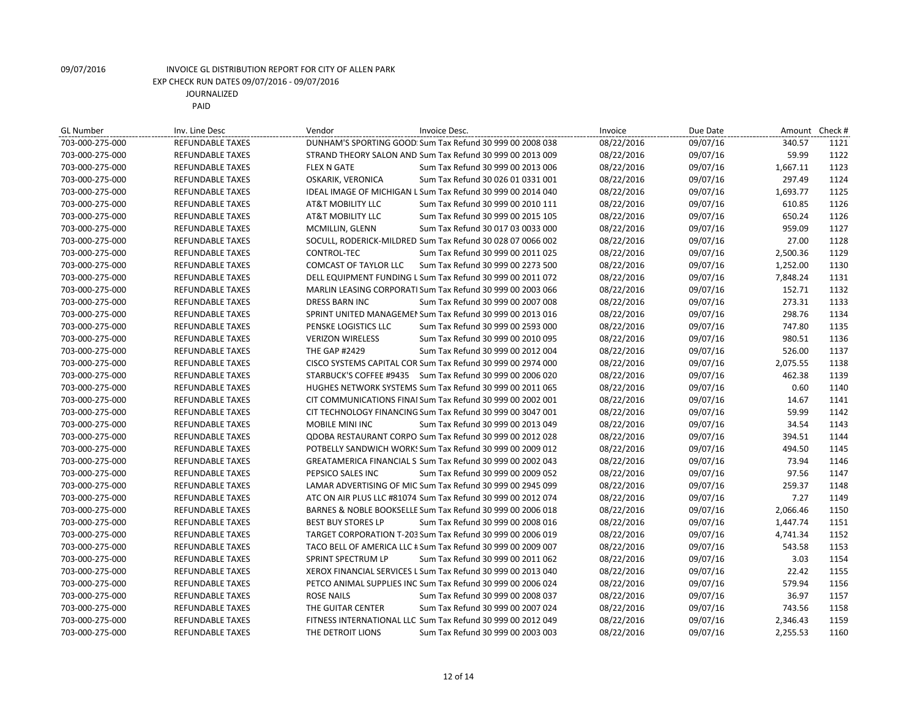09/07/2016 INVOICE GL DISTRIBUTION REPORT FOR CITY OF ALLEN PARK
EXP CHECK RUN DATES 09/07/2016 - 09/07/2016
JOURNALIZED
PAID

| GL Number | Inv. Line Desc | Vendor | Invoice Desc. | Invoice | Due Date | Amount | Check # |
|---|---|---|---|---|---|---|---|
| 703-000-275-000 | REFUNDABLE TAXES | DUNHAM'S SPORTING GOOD: | Sum Tax Refund 30 999 00 2008 038 | 08/22/2016 | 09/07/16 | 340.57 | 1121 |
| 703-000-275-000 | REFUNDABLE TAXES | STRAND THEORY SALON AND | Sum Tax Refund 30 999 00 2013 009 | 08/22/2016 | 09/07/16 | 59.99 | 1122 |
| 703-000-275-000 | REFUNDABLE TAXES | FLEX N GATE | Sum Tax Refund 30 999 00 2013 006 | 08/22/2016 | 09/07/16 | 1,667.11 | 1123 |
| 703-000-275-000 | REFUNDABLE TAXES | OSKARIK, VERONICA | Sum Tax Refund 30 026 01 0331 001 | 08/22/2016 | 09/07/16 | 297.49 | 1124 |
| 703-000-275-000 | REFUNDABLE TAXES | IDEAL IMAGE OF MICHIGAN L | Sum Tax Refund 30 999 00 2014 040 | 08/22/2016 | 09/07/16 | 1,693.77 | 1125 |
| 703-000-275-000 | REFUNDABLE TAXES | AT&T MOBILITY LLC | Sum Tax Refund 30 999 00 2010 111 | 08/22/2016 | 09/07/16 | 610.85 | 1126 |
| 703-000-275-000 | REFUNDABLE TAXES | AT&T MOBILITY LLC | Sum Tax Refund 30 999 00 2015 105 | 08/22/2016 | 09/07/16 | 650.24 | 1126 |
| 703-000-275-000 | REFUNDABLE TAXES | MCMILLIN, GLENN | Sum Tax Refund 30 017 03 0033 000 | 08/22/2016 | 09/07/16 | 959.09 | 1127 |
| 703-000-275-000 | REFUNDABLE TAXES | SOCULL, RODERICK-MILDRED | Sum Tax Refund 30 028 07 0066 002 | 08/22/2016 | 09/07/16 | 27.00 | 1128 |
| 703-000-275-000 | REFUNDABLE TAXES | CONTROL-TEC | Sum Tax Refund 30 999 00 2011 025 | 08/22/2016 | 09/07/16 | 2,500.36 | 1129 |
| 703-000-275-000 | REFUNDABLE TAXES | COMCAST OF TAYLOR LLC | Sum Tax Refund 30 999 00 2273 500 | 08/22/2016 | 09/07/16 | 1,252.00 | 1130 |
| 703-000-275-000 | REFUNDABLE TAXES | DELL EQUIPMENT FUNDING L | Sum Tax Refund 30 999 00 2011 072 | 08/22/2016 | 09/07/16 | 7,848.24 | 1131 |
| 703-000-275-000 | REFUNDABLE TAXES | MARLIN LEASING CORPORATI | Sum Tax Refund 30 999 00 2003 066 | 08/22/2016 | 09/07/16 | 152.71 | 1132 |
| 703-000-275-000 | REFUNDABLE TAXES | DRESS BARN INC | Sum Tax Refund 30 999 00 2007 008 | 08/22/2016 | 09/07/16 | 273.31 | 1133 |
| 703-000-275-000 | REFUNDABLE TAXES | SPRINT UNITED MANAGEMEN | Sum Tax Refund 30 999 00 2013 016 | 08/22/2016 | 09/07/16 | 298.76 | 1134 |
| 703-000-275-000 | REFUNDABLE TAXES | PENSKE LOGISTICS LLC | Sum Tax Refund 30 999 00 2593 000 | 08/22/2016 | 09/07/16 | 747.80 | 1135 |
| 703-000-275-000 | REFUNDABLE TAXES | VERIZON WIRELESS | Sum Tax Refund 30 999 00 2010 095 | 08/22/2016 | 09/07/16 | 980.51 | 1136 |
| 703-000-275-000 | REFUNDABLE TAXES | THE GAP #2429 | Sum Tax Refund 30 999 00 2012 004 | 08/22/2016 | 09/07/16 | 526.00 | 1137 |
| 703-000-275-000 | REFUNDABLE TAXES | CISCO SYSTEMS CAPITAL COR | Sum Tax Refund 30 999 00 2974 000 | 08/22/2016 | 09/07/16 | 2,075.55 | 1138 |
| 703-000-275-000 | REFUNDABLE TAXES | STARBUCK'S COFFEE #9435 | Sum Tax Refund 30 999 00 2006 020 | 08/22/2016 | 09/07/16 | 462.38 | 1139 |
| 703-000-275-000 | REFUNDABLE TAXES | HUGHES NETWORK SYSTEMS | Sum Tax Refund 30 999 00 2011 065 | 08/22/2016 | 09/07/16 | 0.60 | 1140 |
| 703-000-275-000 | REFUNDABLE TAXES | CIT COMMUNICATIONS FINAI | Sum Tax Refund 30 999 00 2002 001 | 08/22/2016 | 09/07/16 | 14.67 | 1141 |
| 703-000-275-000 | REFUNDABLE TAXES | CIT TECHNOLOGY FINANCING | Sum Tax Refund 30 999 00 3047 001 | 08/22/2016 | 09/07/16 | 59.99 | 1142 |
| 703-000-275-000 | REFUNDABLE TAXES | MOBILE MINI INC | Sum Tax Refund 30 999 00 2013 049 | 08/22/2016 | 09/07/16 | 34.54 | 1143 |
| 703-000-275-000 | REFUNDABLE TAXES | QDOBA RESTAURANT CORPO | Sum Tax Refund 30 999 00 2012 028 | 08/22/2016 | 09/07/16 | 394.51 | 1144 |
| 703-000-275-000 | REFUNDABLE TAXES | POTBELLY SANDWICH WORKS | Sum Tax Refund 30 999 00 2009 012 | 08/22/2016 | 09/07/16 | 494.50 | 1145 |
| 703-000-275-000 | REFUNDABLE TAXES | GREATAMERICA FINANCIAL S | Sum Tax Refund 30 999 00 2002 043 | 08/22/2016 | 09/07/16 | 73.94 | 1146 |
| 703-000-275-000 | REFUNDABLE TAXES | PEPSICO SALES INC | Sum Tax Refund 30 999 00 2009 052 | 08/22/2016 | 09/07/16 | 97.56 | 1147 |
| 703-000-275-000 | REFUNDABLE TAXES | LAMAR ADVERTISING OF MIC | Sum Tax Refund 30 999 00 2945 099 | 08/22/2016 | 09/07/16 | 259.37 | 1148 |
| 703-000-275-000 | REFUNDABLE TAXES | ATC ON AIR PLUS LLC #81074 | Sum Tax Refund 30 999 00 2012 074 | 08/22/2016 | 09/07/16 | 7.27 | 1149 |
| 703-000-275-000 | REFUNDABLE TAXES | BARNES & NOBLE BOOKSELLE | Sum Tax Refund 30 999 00 2006 018 | 08/22/2016 | 09/07/16 | 2,066.46 | 1150 |
| 703-000-275-000 | REFUNDABLE TAXES | BEST BUY STORES LP | Sum Tax Refund 30 999 00 2008 016 | 08/22/2016 | 09/07/16 | 1,447.74 | 1151 |
| 703-000-275-000 | REFUNDABLE TAXES | TARGET CORPORATION T-203 | Sum Tax Refund 30 999 00 2006 019 | 08/22/2016 | 09/07/16 | 4,741.34 | 1152 |
| 703-000-275-000 | REFUNDABLE TAXES | TACO BELL OF AMERICA LLC # | Sum Tax Refund 30 999 00 2009 007 | 08/22/2016 | 09/07/16 | 543.58 | 1153 |
| 703-000-275-000 | REFUNDABLE TAXES | SPRINT SPECTRUM LP | Sum Tax Refund 30 999 00 2011 062 | 08/22/2016 | 09/07/16 | 3.03 | 1154 |
| 703-000-275-000 | REFUNDABLE TAXES | XEROX FINANCIAL SERVICES L | Sum Tax Refund 30 999 00 2013 040 | 08/22/2016 | 09/07/16 | 22.42 | 1155 |
| 703-000-275-000 | REFUNDABLE TAXES | PETCO ANIMAL SUPPLIES INC | Sum Tax Refund 30 999 00 2006 024 | 08/22/2016 | 09/07/16 | 579.94 | 1156 |
| 703-000-275-000 | REFUNDABLE TAXES | ROSE NAILS | Sum Tax Refund 30 999 00 2008 037 | 08/22/2016 | 09/07/16 | 36.97 | 1157 |
| 703-000-275-000 | REFUNDABLE TAXES | THE GUITAR CENTER | Sum Tax Refund 30 999 00 2007 024 | 08/22/2016 | 09/07/16 | 743.56 | 1158 |
| 703-000-275-000 | REFUNDABLE TAXES | FITNESS INTERNATIONAL LLC | Sum Tax Refund 30 999 00 2012 049 | 08/22/2016 | 09/07/16 | 2,346.43 | 1159 |
| 703-000-275-000 | REFUNDABLE TAXES | THE DETROIT LIONS | Sum Tax Refund 30 999 00 2003 003 | 08/22/2016 | 09/07/16 | 2,255.53 | 1160 |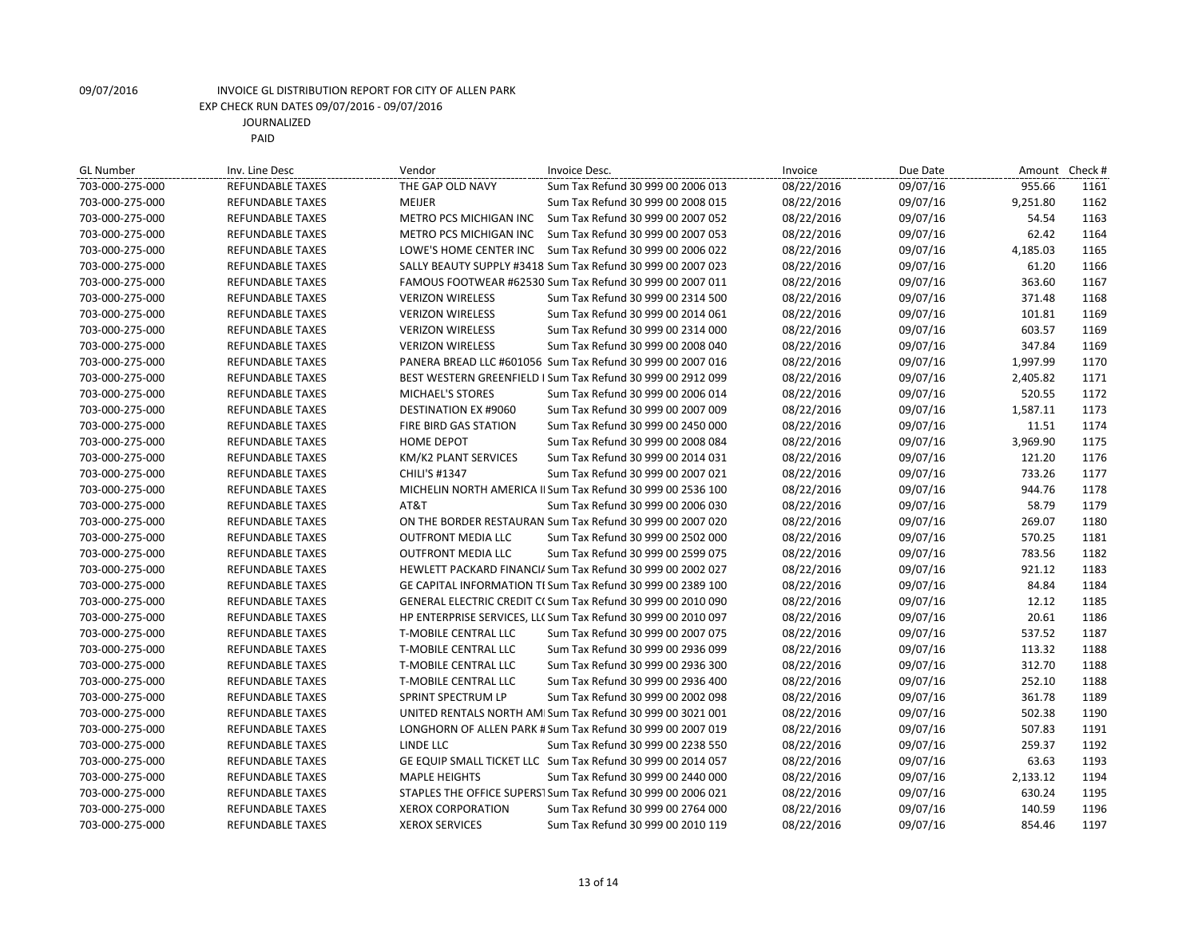09/07/2016 INVOICE GL DISTRIBUTION REPORT FOR CITY OF ALLEN PARK
EXP CHECK RUN DATES 09/07/2016 - 09/07/2016
JOURNALIZED
PAID

| GL Number | Inv. Line Desc | Vendor | Invoice Desc. | Invoice | Due Date | Amount | Check # |
|---|---|---|---|---|---|---|---|
| 703-000-275-000 | REFUNDABLE TAXES | THE GAP OLD NAVY | Sum Tax Refund 30 999 00 2006 013 | 08/22/2016 | 09/07/16 | 955.66 | 1161 |
| 703-000-275-000 | REFUNDABLE TAXES | MEIJER | Sum Tax Refund 30 999 00 2008 015 | 08/22/2016 | 09/07/16 | 9,251.80 | 1162 |
| 703-000-275-000 | REFUNDABLE TAXES | METRO PCS MICHIGAN INC | Sum Tax Refund 30 999 00 2007 052 | 08/22/2016 | 09/07/16 | 54.54 | 1163 |
| 703-000-275-000 | REFUNDABLE TAXES | METRO PCS MICHIGAN INC | Sum Tax Refund 30 999 00 2007 053 | 08/22/2016 | 09/07/16 | 62.42 | 1164 |
| 703-000-275-000 | REFUNDABLE TAXES | LOWE'S HOME CENTER INC | Sum Tax Refund 30 999 00 2006 022 | 08/22/2016 | 09/07/16 | 4,185.03 | 1165 |
| 703-000-275-000 | REFUNDABLE TAXES | SALLY BEAUTY SUPPLY #3418 | Sum Tax Refund 30 999 00 2007 023 | 08/22/2016 | 09/07/16 | 61.20 | 1166 |
| 703-000-275-000 | REFUNDABLE TAXES | FAMOUS FOOTWEAR #62530 | Sum Tax Refund 30 999 00 2007 011 | 08/22/2016 | 09/07/16 | 363.60 | 1167 |
| 703-000-275-000 | REFUNDABLE TAXES | VERIZON WIRELESS | Sum Tax Refund 30 999 00 2314 500 | 08/22/2016 | 09/07/16 | 371.48 | 1168 |
| 703-000-275-000 | REFUNDABLE TAXES | VERIZON WIRELESS | Sum Tax Refund 30 999 00 2014 061 | 08/22/2016 | 09/07/16 | 101.81 | 1169 |
| 703-000-275-000 | REFUNDABLE TAXES | VERIZON WIRELESS | Sum Tax Refund 30 999 00 2314 000 | 08/22/2016 | 09/07/16 | 603.57 | 1169 |
| 703-000-275-000 | REFUNDABLE TAXES | VERIZON WIRELESS | Sum Tax Refund 30 999 00 2008 040 | 08/22/2016 | 09/07/16 | 347.84 | 1169 |
| 703-000-275-000 | REFUNDABLE TAXES | PANERA BREAD LLC #601056 | Sum Tax Refund 30 999 00 2007 016 | 08/22/2016 | 09/07/16 | 1,997.99 | 1170 |
| 703-000-275-000 | REFUNDABLE TAXES | BEST WESTERN GREENFIELD I | Sum Tax Refund 30 999 00 2912 099 | 08/22/2016 | 09/07/16 | 2,405.82 | 1171 |
| 703-000-275-000 | REFUNDABLE TAXES | MICHAEL'S STORES | Sum Tax Refund 30 999 00 2006 014 | 08/22/2016 | 09/07/16 | 520.55 | 1172 |
| 703-000-275-000 | REFUNDABLE TAXES | DESTINATION EX #9060 | Sum Tax Refund 30 999 00 2007 009 | 08/22/2016 | 09/07/16 | 1,587.11 | 1173 |
| 703-000-275-000 | REFUNDABLE TAXES | FIRE BIRD GAS STATION | Sum Tax Refund 30 999 00 2450 000 | 08/22/2016 | 09/07/16 | 11.51 | 1174 |
| 703-000-275-000 | REFUNDABLE TAXES | HOME DEPOT | Sum Tax Refund 30 999 00 2008 084 | 08/22/2016 | 09/07/16 | 3,969.90 | 1175 |
| 703-000-275-000 | REFUNDABLE TAXES | KM/K2 PLANT SERVICES | Sum Tax Refund 30 999 00 2014 031 | 08/22/2016 | 09/07/16 | 121.20 | 1176 |
| 703-000-275-000 | REFUNDABLE TAXES | CHILI'S #1347 | Sum Tax Refund 30 999 00 2007 021 | 08/22/2016 | 09/07/16 | 733.26 | 1177 |
| 703-000-275-000 | REFUNDABLE TAXES | MICHELIN NORTH AMERICA I | Sum Tax Refund 30 999 00 2536 100 | 08/22/2016 | 09/07/16 | 944.76 | 1178 |
| 703-000-275-000 | REFUNDABLE TAXES | AT&T | Sum Tax Refund 30 999 00 2006 030 | 08/22/2016 | 09/07/16 | 58.79 | 1179 |
| 703-000-275-000 | REFUNDABLE TAXES | ON THE BORDER RESTAURAN | Sum Tax Refund 30 999 00 2007 020 | 08/22/2016 | 09/07/16 | 269.07 | 1180 |
| 703-000-275-000 | REFUNDABLE TAXES | OUTFRONT MEDIA LLC | Sum Tax Refund 30 999 00 2502 000 | 08/22/2016 | 09/07/16 | 570.25 | 1181 |
| 703-000-275-000 | REFUNDABLE TAXES | OUTFRONT MEDIA LLC | Sum Tax Refund 30 999 00 2599 075 | 08/22/2016 | 09/07/16 | 783.56 | 1182 |
| 703-000-275-000 | REFUNDABLE TAXES | HEWLETT PACKARD FINANCI/ | Sum Tax Refund 30 999 00 2002 027 | 08/22/2016 | 09/07/16 | 921.12 | 1183 |
| 703-000-275-000 | REFUNDABLE TAXES | GE CAPITAL INFORMATION TI | Sum Tax Refund 30 999 00 2389 100 | 08/22/2016 | 09/07/16 | 84.84 | 1184 |
| 703-000-275-000 | REFUNDABLE TAXES | GENERAL ELECTRIC CREDIT C( | Sum Tax Refund 30 999 00 2010 090 | 08/22/2016 | 09/07/16 | 12.12 | 1185 |
| 703-000-275-000 | REFUNDABLE TAXES | HP ENTERPRISE SERVICES, LL( | Sum Tax Refund 30 999 00 2010 097 | 08/22/2016 | 09/07/16 | 20.61 | 1186 |
| 703-000-275-000 | REFUNDABLE TAXES | T-MOBILE CENTRAL LLC | Sum Tax Refund 30 999 00 2007 075 | 08/22/2016 | 09/07/16 | 537.52 | 1187 |
| 703-000-275-000 | REFUNDABLE TAXES | T-MOBILE CENTRAL LLC | Sum Tax Refund 30 999 00 2936 099 | 08/22/2016 | 09/07/16 | 113.32 | 1188 |
| 703-000-275-000 | REFUNDABLE TAXES | T-MOBILE CENTRAL LLC | Sum Tax Refund 30 999 00 2936 300 | 08/22/2016 | 09/07/16 | 312.70 | 1188 |
| 703-000-275-000 | REFUNDABLE TAXES | T-MOBILE CENTRAL LLC | Sum Tax Refund 30 999 00 2936 400 | 08/22/2016 | 09/07/16 | 252.10 | 1188 |
| 703-000-275-000 | REFUNDABLE TAXES | SPRINT SPECTRUM LP | Sum Tax Refund 30 999 00 2002 098 | 08/22/2016 | 09/07/16 | 361.78 | 1189 |
| 703-000-275-000 | REFUNDABLE TAXES | UNITED RENTALS NORTH AMI | Sum Tax Refund 30 999 00 3021 001 | 08/22/2016 | 09/07/16 | 502.38 | 1190 |
| 703-000-275-000 | REFUNDABLE TAXES | LONGHORN OF ALLEN PARK # | Sum Tax Refund 30 999 00 2007 019 | 08/22/2016 | 09/07/16 | 507.83 | 1191 |
| 703-000-275-000 | REFUNDABLE TAXES | LINDE LLC | Sum Tax Refund 30 999 00 2238 550 | 08/22/2016 | 09/07/16 | 259.37 | 1192 |
| 703-000-275-000 | REFUNDABLE TAXES | GE EQUIP SMALL TICKET LLC | Sum Tax Refund 30 999 00 2014 057 | 08/22/2016 | 09/07/16 | 63.63 | 1193 |
| 703-000-275-000 | REFUNDABLE TAXES | MAPLE HEIGHTS | Sum Tax Refund 30 999 00 2440 000 | 08/22/2016 | 09/07/16 | 2,133.12 | 1194 |
| 703-000-275-000 | REFUNDABLE TAXES | STAPLES THE OFFICE SUPERST | Sum Tax Refund 30 999 00 2006 021 | 08/22/2016 | 09/07/16 | 630.24 | 1195 |
| 703-000-275-000 | REFUNDABLE TAXES | XEROX CORPORATION | Sum Tax Refund 30 999 00 2764 000 | 08/22/2016 | 09/07/16 | 140.59 | 1196 |
| 703-000-275-000 | REFUNDABLE TAXES | XEROX SERVICES | Sum Tax Refund 30 999 00 2010 119 | 08/22/2016 | 09/07/16 | 854.46 | 1197 |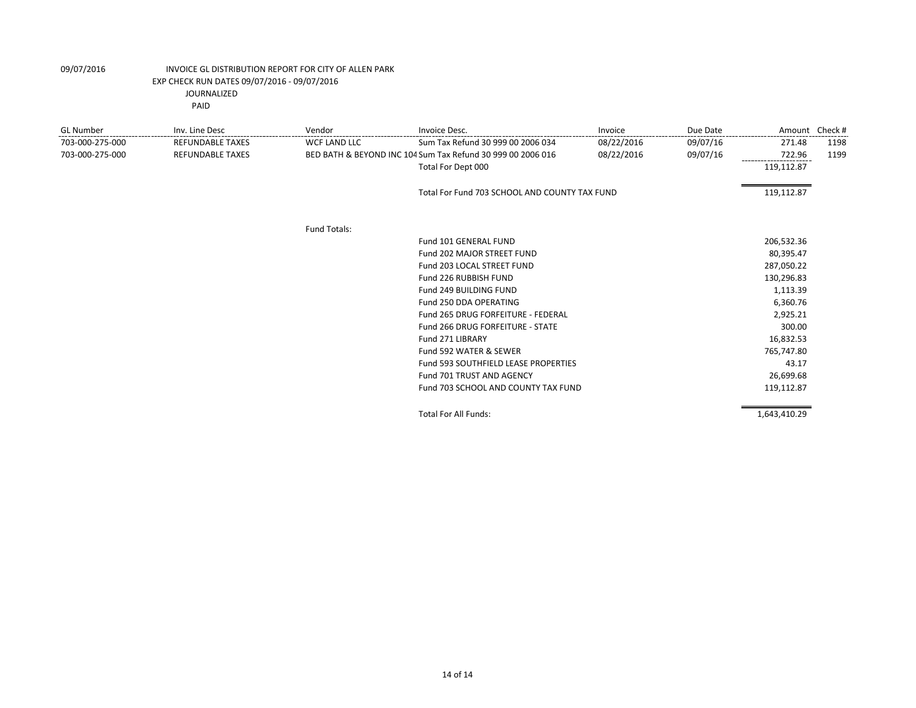09/07/2016 INVOICE GL DISTRIBUTION REPORT FOR CITY OF ALLEN PARK

EXP CHECK RUN DATES 09/07/2016 - 09/07/2016

JOURNALIZED

PAID

| GL Number | Inv. Line Desc | Vendor | Invoice Desc. | Invoice | Due Date | Amount | Check # |
|---|---|---|---|---|---|---|---|
| 703-000-275-000 | REFUNDABLE TAXES | WCF LAND LLC | Sum Tax Refund 30 999 00 2006 034 | 08/22/2016 | 09/07/16 | 271.48 | 1198 |
| 703-000-275-000 | REFUNDABLE TAXES | BED BATH & BEYOND INC 104 | Sum Tax Refund 30 999 00 2006 016 | 08/22/2016 | 09/07/16 | 722.96 | 1199 |
| | | | Total For Dept 000 | | | 119,112.87 | |
| | | | Total For Fund 703 SCHOOL AND COUNTY TAX FUND | | | 119,112.87 | |
| | | Fund Totals: | | | | | |
| | | | Fund 101 GENERAL FUND | | | 206,532.36 | |
| | | | Fund 202 MAJOR STREET FUND | | | 80,395.47 | |
| | | | Fund 203 LOCAL STREET FUND | | | 287,050.22 | |
| | | | Fund 226 RUBBISH FUND | | | 130,296.83 | |
| | | | Fund 249 BUILDING FUND | | | 1,113.39 | |
| | | | Fund 250 DDA OPERATING | | | 6,360.76 | |
| | | | Fund 265 DRUG FORFEITURE - FEDERAL | | | 2,925.21 | |
| | | | Fund 266 DRUG FORFEITURE - STATE | | | 300.00 | |
| | | | Fund 271 LIBRARY | | | 16,832.53 | |
| | | | Fund 592 WATER & SEWER | | | 765,747.80 | |
| | | | Fund 593 SOUTHFIELD LEASE PROPERTIES | | | 43.17 | |
| | | | Fund 701 TRUST AND AGENCY | | | 26,699.68 | |
| | | | Fund 703 SCHOOL AND COUNTY TAX FUND | | | 119,112.87 | |
| | | | Total For All Funds: | | | 1,643,410.29 | |